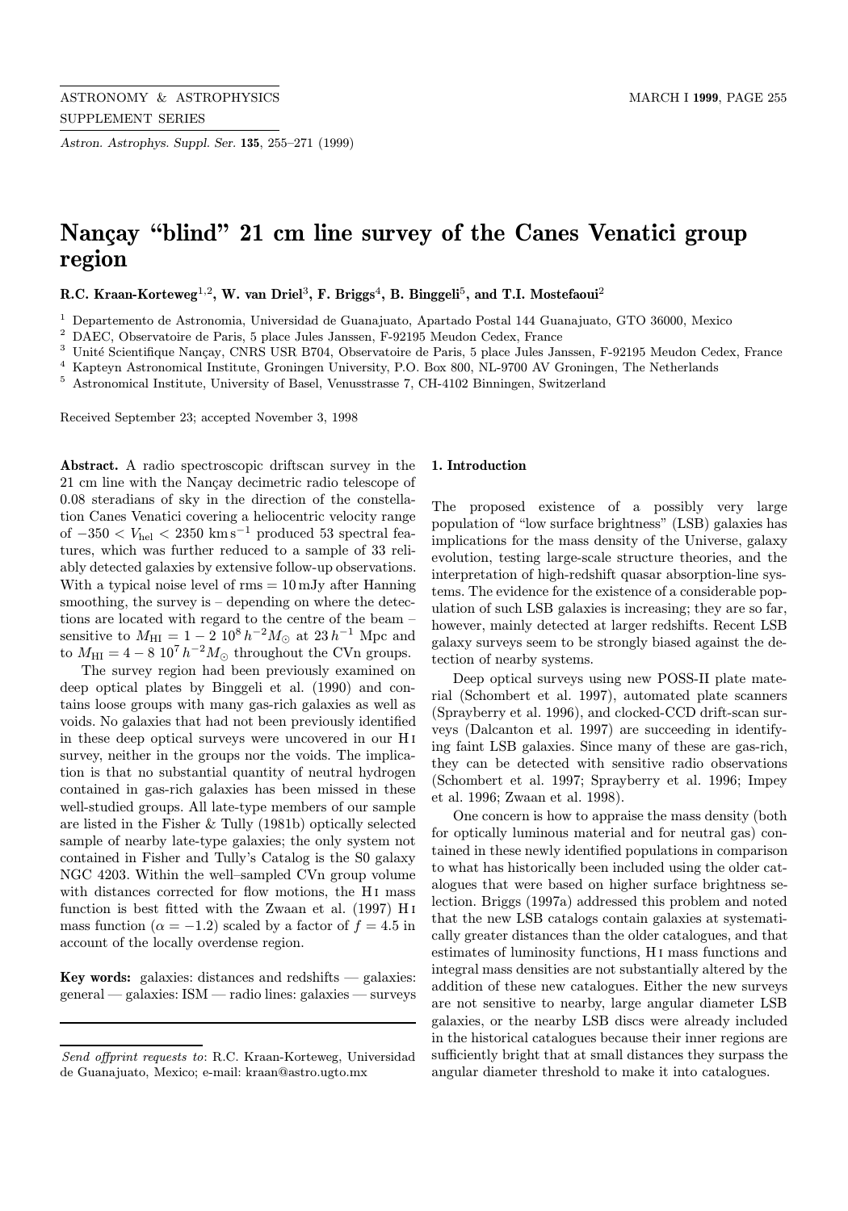# Nançay "blind" 21 cm line survey of the Canes Venatici group region

**R.C. Kraan-Korteweg[1,2], W. van Driel[3], F. Briggs[4], B. Binggeli[5], and T.I. Mostefaoui[2]**

[1] Departemento de Astronomia, Universidad de Guanajuato, Apartado Postal 144 Guanajuato, GTO 36000, Mexico
[2] DAEC, Observatoire de Paris, 5 place Jules Janssen, F-92195 Meudon Cedex, France
[3] Unité Scientifique Nançay, CNRS USR B704, Observatoire de Paris, 5 place Jules Janssen, F-92195 Meudon Cedex, France
[4] Kapteyn Astronomical Institute, Groningen University, P.O. Box 800, NL-9700 AV Groningen, The Netherlands
[5] Astronomical Institute, University of Basel, Venusstrasse 7, CH-4102 Binningen, Switzerland

Received September 23; accepted November 3, 1998

**Abstract.** A radio spectroscopic driftscan survey in the 21 cm line with the Nançay decimetric radio telescope of 0.08 steradians of sky in the direction of the constellation Canes Venatici covering a heliocentric velocity range of $-350 < V_{\rm hel} < 2350$ km s$^{-1}$ produced 53 spectral features, which was further reduced to a sample of 33 reliably detected galaxies by extensive follow-up observations. With a typical noise level of rms = 10 mJy after Hanning smoothing, the survey is – depending on where the detections are located with regard to the centre of the beam – sensitive to $M_{\rm HI} = 1 - 2\ 10^{8}\,h^{-2}M_{\odot}$ at $23\,h^{-1}$ Mpc and to $M_{\rm HI} = 4 - 8\ 10^{7}\,h^{-2}M_{\odot}$ throughout the CVn groups.

The survey region had been previously examined on deep optical plates by Binggeli et al. (1990) and contains loose groups with many gas-rich galaxies as well as voids. No galaxies that had not been previously identified in these deep optical surveys were uncovered in our H I survey, neither in the groups nor the voids. The implication is that no substantial quantity of neutral hydrogen contained in gas-rich galaxies has been missed in these well-studied groups. All late-type members of our sample are listed in the Fisher & Tully (1981b) optically selected sample of nearby late-type galaxies; the only system not contained in Fisher and Tully's Catalog is the S0 galaxy NGC 4203. Within the well–sampled CVn group volume with distances corrected for flow motions, the H I mass function is best fitted with the Zwaan et al. (1997) H I mass function ($\alpha = -1.2$) scaled by a factor of $f = 4.5$ in account of the locally overdense region.

**Key words:** galaxies: distances and redshifts — galaxies: general — galaxies: ISM — radio lines: galaxies — surveys

*Send offprint requests to*: R.C. Kraan-Korteweg, Universidad de Guanajuato, Mexico; e-mail: kraan@astro.ugto.mx

## 1. Introduction

The proposed existence of a possibly very large population of "low surface brightness" (LSB) galaxies has implications for the mass density of the Universe, galaxy evolution, testing large-scale structure theories, and the interpretation of high-redshift quasar absorption-line systems. The evidence for the existence of a considerable population of such LSB galaxies is increasing; they are so far, however, mainly detected at larger redshifts. Recent LSB galaxy surveys seem to be strongly biased against the detection of nearby systems.

Deep optical surveys using new POSS-II plate material (Schombert et al. 1997), automated plate scanners (Sprayberry et al. 1996), and clocked-CCD drift-scan surveys (Dalcanton et al. 1997) are succeeding in identifying faint LSB galaxies. Since many of these are gas-rich, they can be detected with sensitive radio observations (Schombert et al. 1997; Sprayberry et al. 1996; Impey et al. 1996; Zwaan et al. 1998).

One concern is how to appraise the mass density (both for optically luminous material and for neutral gas) contained in these newly identified populations in comparison to what has historically been included using the older catalogues that were based on higher surface brightness selection. Briggs (1997a) addressed this problem and noted that the new LSB catalogs contain galaxies at systematically greater distances than the older catalogues, and that estimates of luminosity functions, H I mass functions and integral mass densities are not substantially altered by the addition of these new catalogues. Either the new surveys are not sensitive to nearby, large angular diameter LSB galaxies, or the nearby LSB discs were already included in the historical catalogues because their inner regions are sufficiently bright that at small distances they surpass the angular diameter threshold to make it into catalogues.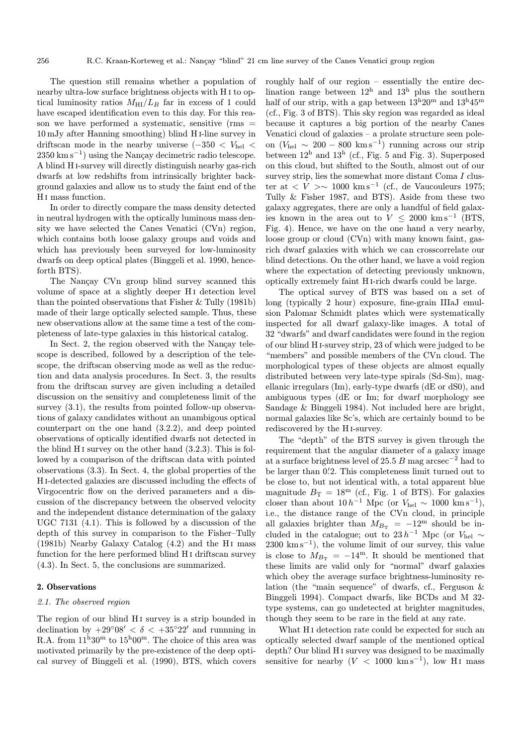The question still remains whether a population of nearby ultra-low surface brightness objects with H I to optical luminosity ratios $M_{\rm HI}/L_B$ far in excess of 1 could have escaped identification even to this day. For this reason we have performed a systematic, sensitive (rms = 10 mJy after Hanning smoothing) blind H I-line survey in driftscan mode in the nearby universe ($-350 < V_{\rm hel} < 2350\,{\rm km\,s^{-1}}$) using the Nançay decimetric radio telescope. A blind H I-survey will directly distinguish nearby gas-rich dwarfs at low redshifts from intrinsically brighter background galaxies and allow us to study the faint end of the H I mass function.

In order to directly compare the mass density detected in neutral hydrogen with the optically luminous mass density we have selected the Canes Venatici (CVn) region, which contains both loose galaxy groups and voids and which has previously been surveyed for low-luminosity dwarfs on deep optical plates (Binggeli et al. 1990, henceforth BTS).

The Nançay CVn group blind survey scanned this volume of space at a slightly deeper H I detection level than the pointed observations that Fisher & Tully (1981b) made of their large optically selected sample. Thus, these new observations allow at the same time a test of the completeness of late-type galaxies in this historical catalog.

In Sect. 2, the region observed with the Nançay telescope is described, followed by a description of the telescope, the driftscan observing mode as well as the reduction and data analysis procedures. In Sect. 3, the results from the driftscan survey are given including a detailed discussion on the sensitivy and completeness limit of the survey (3.1), the results from pointed follow-up observations of galaxy candidates without an unambigous optical counterpart on the one hand (3.2.2), and deep pointed observations of optically identified dwarfs not detected in the blind H I survey on the other hand (3.2.3). This is followed by a comparison of the driftscan data with pointed observations (3.3). In Sect. 4, the global properties of the H I-detected galaxies are discussed including the effects of Virgocentric flow on the derived parameters and a discussion of the discrepancy between the observed velocity and the independent distance determination of the galaxy UGC 7131 (4.1). This is followed by a discussion of the depth of this survey in comparison to the Fisher–Tully (1981b) Nearby Galaxy Catalog (4.2) and the H I mass function for the here performed blind H I driftscan survey (4.3). In Sect. 5, the conclusions are summarized.

## 2. Observations

### 2.1. The observed region

The region of our blind H I survey is a strip bounded in declination by $+29°08' < \delta < +35°22'$ and runnning in R.A. from $11^{\rm h}30^{\rm m}$ to $15^{\rm h}00^{\rm m}$. The choice of this area was motivated primarily by the pre-existence of the deep optical survey of Binggeli et al. (1990), BTS, which covers roughly half of our region – essentially the entire declination range between $12^{\rm h}$ and $13^{\rm h}$ plus the southern half of our strip, with a gap between $13^{\rm h}20^{\rm m}$ and $13^{\rm h}45^{\rm m}$ (cf., Fig. 3 of BTS). This sky region was regarded as ideal because it captures a big portion of the nearby Canes Venatici cloud of galaxies – a prolate structure seen pole-on ($V_{\rm hel} \sim 200 - 800\,{\rm km\,s^{-1}}$) running across our strip between $12^{\rm h}$ and $13^{\rm h}$ (cf., Fig. 5 and Fig. 3). Superposed on this cloud, but shifted to the South, almost out of our survey strip, lies the somewhat more distant Coma *I* cluster at $< V >\sim 1000\,{\rm km\,s^{-1}}$ (cf., de Vaucouleurs 1975; Tully & Fisher 1987, and BTS). Aside from these two galaxy aggregates, there are only a handful of field galaxies known in the area out to $V \le 2000\,{\rm km\,s^{-1}}$ (BTS, Fig. 4). Hence, we have on the one hand a very nearby, loose group or cloud (CVn) with many known faint, gas-rich dwarf galaxies with which we can crosscorrelate our blind detections. On the other hand, we have a void region where the expectation of detecting previously unknown, optically extremely faint H I-rich dwarfs could be large.

The optical survey of BTS was based on a set of long (typically 2 hour) exposure, fine-grain IIIaJ emulsion Palomar Schmidt plates which were systematically inspected for all dwarf galaxy-like images. A total of 32 "dwarfs" and dwarf candidates were found in the region of our blind H I-survey strip, 23 of which were judged to be "members" and possible members of the CVn cloud. The morphological types of these objects are almost equally distributed between very late-type spirals (Sd-Sm), magellanic irregulars (Im), early-type dwarfs (dE or dS0), and ambiguous types (dE or Im; for dwarf morphology see Sandage & Binggeli 1984). Not included here are bright, normal galaxies like Sc's, which are certainly bound to be rediscovered by the H I-survey.

The "depth" of the BTS survey is given through the requirement that the angular diameter of a galaxy image at a surface brightness level of 25.5 $B$ mag arcsec$^{-2}$ had to be larger than $0\farcm2$. This completeness limit turned out to be close to, but not identical with, a total apparent blue magnitude $B_{\rm T} = 18^{\rm m}$ (cf., Fig. 1 of BTS). For galaxies closer than about $10\,h^{-1}$ Mpc (or $V_{\rm hel} \sim 1000\,{\rm km\,s^{-1}}$), i.e., the distance range of the CVn cloud, in principle all galaxies brighter than $M_{B_{\rm T}} = -12^{\rm m}$ should be included in the catalogue; out to $23\,h^{-1}$ Mpc (or $V_{\rm hel} \sim 2300\,{\rm km\,s^{-1}}$), the volume limit of our survey, this value is close to $M_{B_{\rm T}} = -14^{\rm m}$. It should be mentioned that these limits are valid only for "normal" dwarf galaxies which obey the average surface brightness-luminosity relation (the "main sequence" of dwarfs, cf., Ferguson & Binggeli 1994). Compact dwarfs, like BCDs and M 32-type systems, can go undetected at brighter magnitudes, though they seem to be rare in the field at any rate.

What H I detection rate could be expected for such an optically selected dwarf sample of the mentioned optical depth? Our blind H I survey was designed to be maximally sensitive for nearby ($V < 1000\,{\rm km\,s^{-1}}$), low H I mass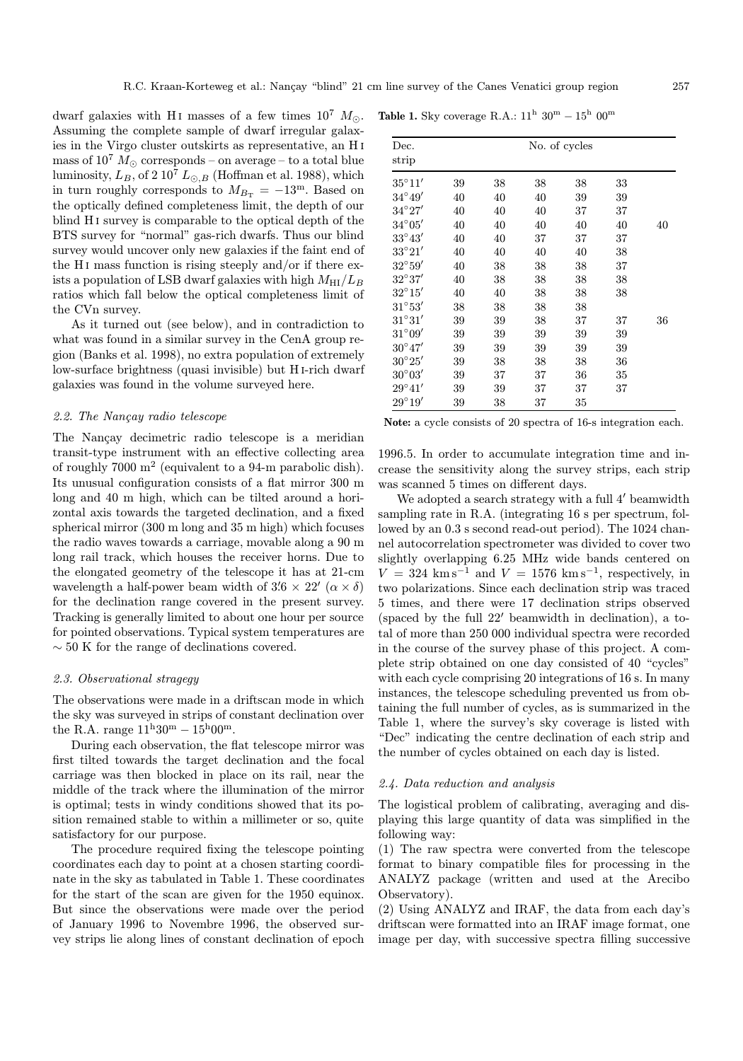dwarf galaxies with H I masses of a few times $10^7$ $M_\odot$. Assuming the complete sample of dwarf irregular galaxies in the Virgo cluster outskirts as representative, an H I mass of $10^7$ $M_\odot$ corresponds – on average – to a total blue luminosity, $L_B$, of 2 $10^7$ $L_{\odot,B}$ (Hoffman et al. 1988), which in turn roughly corresponds to $M_{B_T} = -13^m$. Based on the optically defined completeness limit, the depth of our blind H I survey is comparable to the optical depth of the BTS survey for "normal" gas-rich dwarfs. Thus our blind survey would uncover only new galaxies if the faint end of the H I mass function is rising steeply and/or if there exists a population of LSB dwarf galaxies with high $M_{\rm HI}/L_B$ ratios which fall below the optical completeness limit of the CVn survey.

As it turned out (see below), and in contradiction to what was found in a similar survey in the CenA group region (Banks et al. 1998), no extra population of extremely low-surface brightness (quasi invisible) but H I-rich dwarf galaxies was found in the volume surveyed here.

### 2.2. The Nançay radio telescope

The Nançay decimetric radio telescope is a meridian transit-type instrument with an effective collecting area of roughly 7000 m$^2$ (equivalent to a 94-m parabolic dish). Its unusual configuration consists of a flat mirror 300 m long and 40 m high, which can be tilted around a horizontal axis towards the targeted declination, and a fixed spherical mirror (300 m long and 35 m high) which focuses the radio waves towards a carriage, movable along a 90 m long rail track, which houses the receiver horns. Due to the elongated geometry of the telescope it has at 21-cm wavelength a half-power beam width of $3\farcm6 \times 22'$ ($\alpha \times \delta$) for the declination range covered in the present survey. Tracking is generally limited to about one hour per source for pointed observations. Typical system temperatures are $\sim 50$ K for the range of declinations covered.

### 2.3. Observational stragegy

The observations were made in a driftscan mode in which the sky was surveyed in strips of constant declination over the R.A. range $11^{\rm h}30^{\rm m} - 15^{\rm h}00^{\rm m}$.

During each observation, the flat telescope mirror was first tilted towards the target declination and the focal carriage was then blocked in place on its rail, near the middle of the track where the illumination of the mirror is optimal; tests in windy conditions showed that its position remained stable to within a millimeter or so, quite satisfactory for our purpose.

The procedure required fixing the telescope pointing coordinates each day to point at a chosen starting coordinate in the sky as tabulated in Table 1. These coordinates for the start of the scan are given for the 1950 equinox. But since the observations were made over the period of January 1996 to Novembre 1996, the observed survey strips lie along lines of constant declination of epoch 1996.5. In order to accumulate integration time and increase the sensitivity along the survey strips, each strip was scanned 5 times on different days.

We adopted a search strategy with a full $4'$ beamwidth sampling rate in R.A. (integrating 16 s per spectrum, followed by an 0.3 s second read-out period). The 1024 channel autocorrelation spectrometer was divided to cover two slightly overlapping 6.25 MHz wide bands centered on $V = 324$ km s$^{-1}$ and $V = 1576$ km s$^{-1}$, respectively, in two polarizations. Since each declination strip was traced 5 times, and there were 17 declination strips observed (spaced by the full $22'$ beamwidth in declination), a total of more than 250 000 individual spectra were recorded in the course of the survey phase of this project. A complete strip obtained on one day consisted of 40 "cycles" with each cycle comprising 20 integrations of 16 s. In many instances, the telescope scheduling prevented us from obtaining the full number of cycles, as is summarized in the Table 1, where the survey's sky coverage is listed with "Dec" indicating the centre declination of each strip and the number of cycles obtained on each day is listed.

**Table 1.** Sky coverage R.A.: $11^{\rm h}$ $30^{\rm m} - 15^{\rm h}$ $00^{\rm m}$

| Dec. strip | No. of cycles | | | | | |
|---|---|---|---|---|---|---|
| 35°11′ | 39 | 38 | 38 | 38 | 33 | |
| 34°49′ | 40 | 40 | 40 | 39 | 39 | |
| 34°27′ | 40 | 40 | 40 | 37 | 37 | |
| 34°05′ | 40 | 40 | 40 | 40 | 40 | 40 |
| 33°43′ | 40 | 40 | 37 | 37 | 37 | |
| 33°21′ | 40 | 40 | 40 | 40 | 38 | |
| 32°59′ | 40 | 38 | 38 | 38 | 37 | |
| 32°37′ | 40 | 38 | 38 | 38 | 38 | |
| 32°15′ | 40 | 40 | 38 | 38 | 38 | |
| 31°53′ | 38 | 38 | 38 | 38 | | |
| 31°31′ | 39 | 39 | 38 | 37 | 37 | 36 |
| 31°09′ | 39 | 39 | 39 | 39 | 39 | |
| 30°47′ | 39 | 39 | 39 | 39 | 39 | |
| 30°25′ | 39 | 38 | 38 | 38 | 36 | |
| 30°03′ | 39 | 37 | 37 | 36 | 35 | |
| 29°41′ | 39 | 39 | 37 | 37 | 37 | |
| 29°19′ | 39 | 38 | 37 | 35 | | |

**Note:** a cycle consists of 20 spectra of 16-s integration each.

### 2.4. Data reduction and analysis

The logistical problem of calibrating, averaging and displaying this large quantity of data was simplified in the following way:

(1) The raw spectra were converted from the telescope format to binary compatible files for processing in the ANALYZ package (written and used at the Arecibo Observatory).

(2) Using ANALYZ and IRAF, the data from each day's driftscan were formatted into an IRAF image format, one image per day, with successive spectra filling successive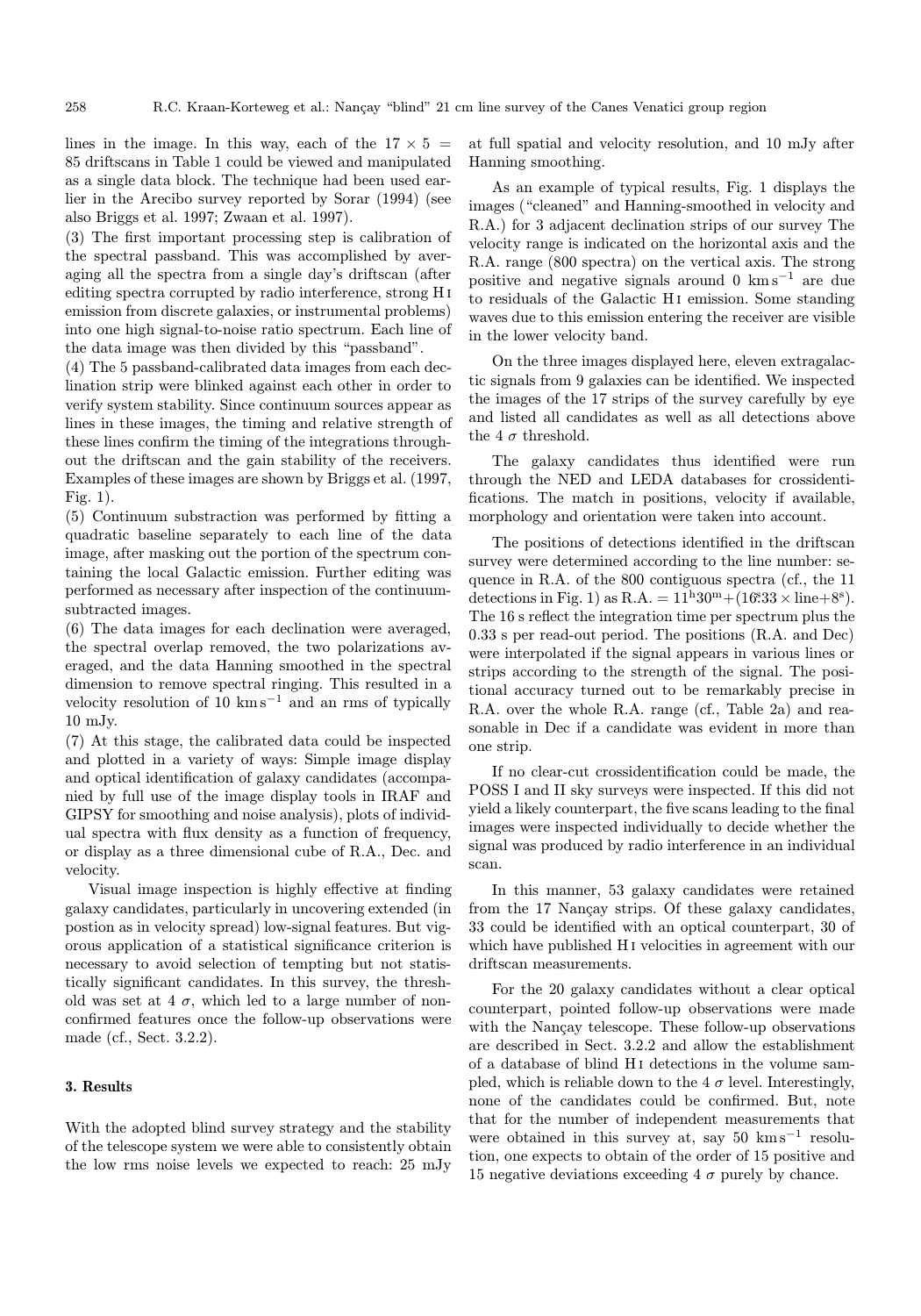lines in the image. In this way, each of the $17 \times 5 = 85$ driftscans in Table 1 could be viewed and manipulated as a single data block. The technique had been used earlier in the Arecibo survey reported by Sorar (1994) (see also Briggs et al. 1997; Zwaan et al. 1997).

(3) The first important processing step is calibration of the spectral passband. This was accomplished by averaging all the spectra from a single day's driftscan (after editing spectra corrupted by radio interference, strong H I emission from discrete galaxies, or instrumental problems) into one high signal-to-noise ratio spectrum. Each line of the data image was then divided by this "passband".

(4) The 5 passband-calibrated data images from each declination strip were blinked against each other in order to verify system stability. Since continuum sources appear as lines in these images, the timing and relative strength of these lines confirm the timing of the integrations throughout the driftscan and the gain stability of the receivers. Examples of these images are shown by Briggs et al. (1997, Fig. 1).

(5) Continuum substraction was performed by fitting a quadratic baseline separately to each line of the data image, after masking out the portion of the spectrum containing the local Galactic emission. Further editing was performed as necessary after inspection of the continuum-subtracted images.

(6) The data images for each declination were averaged, the spectral overlap removed, the two polarizations averaged, and the data Hanning smoothed in the spectral dimension to remove spectral ringing. This resulted in a velocity resolution of 10 $\mathrm{km\,s^{-1}}$ and an rms of typically 10 mJy.

(7) At this stage, the calibrated data could be inspected and plotted in a variety of ways: Simple image display and optical identification of galaxy candidates (accompanied by full use of the image display tools in IRAF and GIPSY for smoothing and noise analysis), plots of individual spectra with flux density as a function of frequency, or display as a three dimensional cube of R.A., Dec. and velocity.

Visual image inspection is highly effective at finding galaxy candidates, particularly in uncovering extended (in postion as in velocity spread) low-signal features. But vigorous application of a statistical significance criterion is necessary to avoid selection of tempting but not statistically significant candidates. In this survey, the threshold was set at 4 $\sigma$, which led to a large number of non-confirmed features once the follow-up observations were made (cf., Sect. 3.2.2).

## 3. Results

With the adopted blind survey strategy and the stability of the telescope system we were able to consistently obtain the low rms noise levels we expected to reach: 25 mJy at full spatial and velocity resolution, and 10 mJy after Hanning smoothing.

As an example of typical results, Fig. 1 displays the images ("cleaned" and Hanning-smoothed in velocity and R.A.) for 3 adjacent declination strips of our survey The velocity range is indicated on the horizontal axis and the R.A. range (800 spectra) on the vertical axis. The strong positive and negative signals around 0 $\mathrm{km\,s^{-1}}$ are due to residuals of the Galactic H I emission. Some standing waves due to this emission entering the receiver are visible in the lower velocity band.

On the three images displayed here, eleven extragalactic signals from 9 galaxies can be identified. We inspected the images of the 17 strips of the survey carefully by eye and listed all candidates as well as all detections above the 4 $\sigma$ threshold.

The galaxy candidates thus identified were run through the NED and LEDA databases for crossidentifications. The match in positions, velocity if available, morphology and orientation were taken into account.

The positions of detections identified in the driftscan survey were determined according to the line number: sequence in R.A. of the 800 contiguous spectra (cf., the 11 detections in Fig. 1) as R.A. $= 11^{\mathrm{h}}30^{\mathrm{m}} + (16\overset{\mathrm{s}}{.}33 \times \mathrm{line} + 8^{\mathrm{s}})$. The 16 s reflect the integration time per spectrum plus the 0.33 s per read-out period. The positions (R.A. and Dec) were interpolated if the signal appears in various lines or strips according to the strength of the signal. The positional accuracy turned out to be remarkably precise in R.A. over the whole R.A. range (cf., Table 2a) and reasonable in Dec if a candidate was evident in more than one strip.

If no clear-cut crossidentification could be made, the POSS I and II sky surveys were inspected. If this did not yield a likely counterpart, the five scans leading to the final images were inspected individually to decide whether the signal was produced by radio interference in an individual scan.

In this manner, 53 galaxy candidates were retained from the 17 Nançay strips. Of these galaxy candidates, 33 could be identified with an optical counterpart, 30 of which have published H I velocities in agreement with our driftscan measurements.

For the 20 galaxy candidates without a clear optical counterpart, pointed follow-up observations were made with the Nançay telescope. These follow-up observations are described in Sect. 3.2.2 and allow the establishment of a database of blind H I detections in the volume sampled, which is reliable down to the 4 $\sigma$ level. Interestingly, none of the candidates could be confirmed. But, note that for the number of independent measurements that were obtained in this survey at, say 50 $\mathrm{km\,s^{-1}}$ resolution, one expects to obtain of the order of 15 positive and 15 negative deviations exceeding 4 $\sigma$ purely by chance.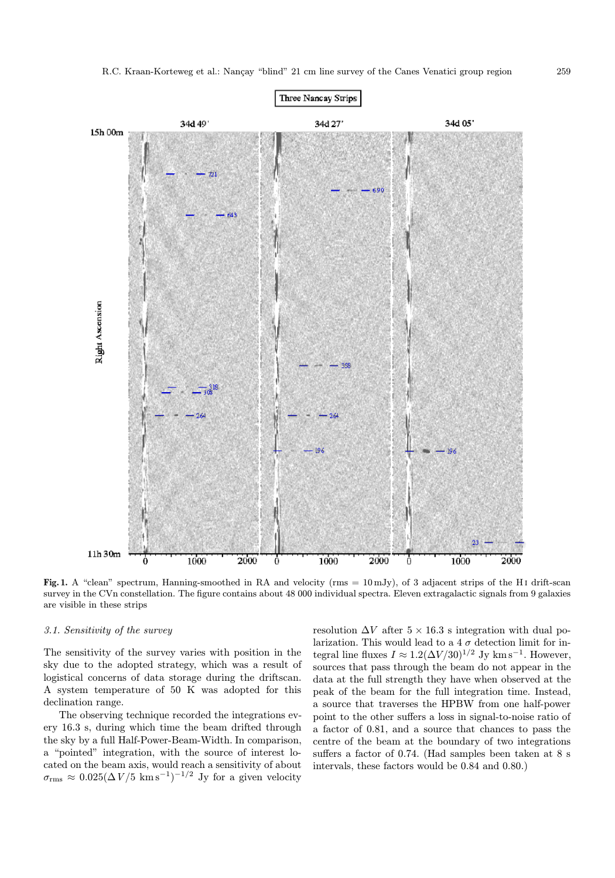**Fig. 1.** A "clean" spectrum, Hanning-smoothed in RA and velocity (rms = 10 mJy), of 3 adjacent strips of the H I drift-scan survey in the CVn constellation. The figure contains about 48 000 individual spectra. Eleven extragalactic signals from 9 galaxies are visible in these strips

### 3.1. Sensitivity of the survey

The sensitivity of the survey varies with position in the sky due to the adopted strategy, which was a result of logistical concerns of data storage during the driftscan. A system temperature of 50 K was adopted for this declination range.

The observing technique recorded the integrations every 16.3 s, during which time the beam drifted through the sky by a full Half-Power-Beam-Width. In comparison, a "pointed" integration, with the source of interest located on the beam axis, would reach a sensitivity of about $\sigma_{\rm rms} \approx 0.025(\Delta V/5 \text{ km s}^{-1})^{-1/2}$ Jy for a given velocity resolution $\Delta V$ after $5 \times 16.3$ s integration with dual polarization. This would lead to a 4 $\sigma$ detection limit for integral line fluxes $I \approx 1.2(\Delta V/30)^{1/2}$ Jy km s$^{-1}$. However, sources that pass through the beam do not appear in the data at the full strength they have when observed at the peak of the beam for the full integration time. Instead, a source that traverses the HPBW from one half-power point to the other suffers a loss in signal-to-noise ratio of a factor of 0.81, and a source that chances to pass the centre of the beam at the boundary of two integrations suffers a factor of 0.74. (Had samples been taken at 8 s intervals, these factors would be 0.84 and 0.80.)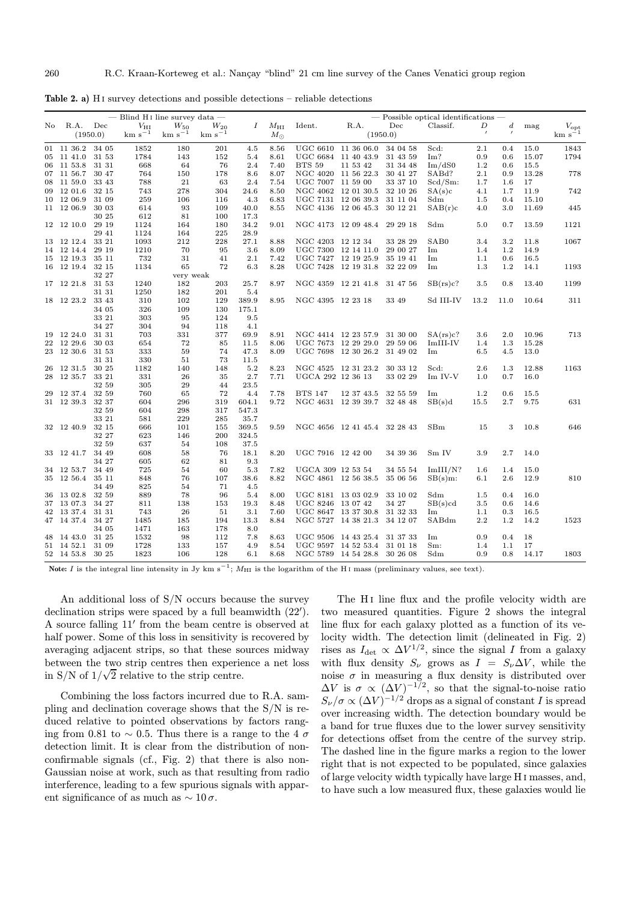**Table 2. a)** H I survey detections and possible detections – reliable detections

| | — Blind H I line survey data — | | | | | | | — Possible optical identifications — | | | | | | | |
|---|---|---|---|---|---|---|---|---|---|---|---|---|---|---|---|
| No | R.A. (1950.0) | Dec | $V_{\rm HI}$ km s$^{-1}$ | $W_{50}$ km s$^{-1}$ | $W_{20}$ km s$^{-1}$ | $I$ | $M_{\rm HI}$ $M_{\odot}$ | Ident. | R.A. (1950.0) | Dec | Classif. | $D$ ′ | $d$ ′ | mag | $V_{\rm opt}$ km s$^{-1}$ |
| 01 | 11 36.2 | 34 05 | 1852 | 180 | 201 | 4.5 | 8.56 | UGC 6610 | 11 36 06.0 | 34 04 58 | Scd: | 2.1 | 0.4 | 15.0 | 1843 |
| 05 | 11 41.0 | 31 53 | 1784 | 143 | 152 | 5.4 | 8.61 | UGC 6684 | 11 40 43.9 | 31 43 59 | Im? | 0.9 | 0.6 | 15.07 | 1794 |
| 06 | 11 53.8 | 31 31 | 668 | 64 | 76 | 2.4 | 7.40 | BTS 59 | 11 53 42 | 31 34 48 | Im/dS0 | 1.2 | 0.6 | 15.5 | |
| 07 | 11 56.7 | 30 47 | 764 | 150 | 178 | 8.6 | 8.07 | NGC 4020 | 11 56 22.3 | 30 41 27 | SABd? | 2.1 | 0.9 | 13.28 | 778 |
| 08 | 11 59.0 | 33 43 | 788 | 21 | 63 | 2.4 | 7.54 | UGC 7007 | 11 59 00 | 33 37 10 | Scd/Sm: | 1.7 | 1.6 | 17 | |
| 09 | 12 01.6 | 32 15 | 743 | 278 | 304 | 24.6 | 8.50 | NGC 4062 | 12 01 30.5 | 32 10 26 | SA(s)c | 4.1 | 1.7 | 11.9 | 742 |
| 10 | 12 06.9 | 31 09 | 259 | 106 | 116 | 4.3 | 6.83 | UGC 7131 | 12 06 39.3 | 31 11 04 | Sdm | 1.5 | 0.4 | 15.10 | |
| 11 | 12 06.9 | 30 03 | 614 | 93 | 109 | 40.0 | 8.55 | NGC 4136 | 12 06 45.3 | 30 12 21 | SAB(r)c | 4.0 | 3.0 | 11.69 | 445 |
| | | 30 25 | 612 | 81 | 100 | 17.3 | | | | | | | | | |
| 12 | 12 10.0 | 29 19 | 1124 | 164 | 180 | 34.2 | 9.01 | NGC 4173 | 12 09 48.4 | 29 29 18 | Sdm | 5.0 | 0.7 | 13.59 | 1121 |
| | | 29 41 | 1124 | 164 | 225 | 28.9 | | | | | | | | | |
| 13 | 12 12.4 | 33 21 | 1093 | 212 | 228 | 27.1 | 8.88 | NGC 4203 | 12 12 34 | 33 28 29 | SAB0 | 3.4 | 3.2 | 11.8 | 1067 |
| 14 | 12 14.4 | 29 19 | 1210 | 70 | 95 | 3.6 | 8.09 | UGC 7300 | 12 14 11.0 | 29 00 27 | Im | 1.4 | 1.2 | 14.9 | |
| 15 | 12 19.3 | 35 11 | 732 | 31 | 41 | 2.1 | 7.42 | UGC 7427 | 12 19 25.9 | 35 19 41 | Im | 1.1 | 0.6 | 16.5 | |
| 16 | 12 19.4 | 32 15 | 1134 | 65 | 72 | 6.3 | 8.28 | UGC 7428 | 12 19 31.8 | 32 22 09 | Im | 1.3 | 1.2 | 14.1 | 1193 |
| | | 32 27 | | very weak | | | | | | | | | | | |
| 17 | 12 21.8 | 31 53 | 1240 | 182 | 203 | 25.7 | 8.97 | NGC 4359 | 12 21 41.8 | 31 47 56 | SB(rs)c? | 3.5 | 0.8 | 13.40 | 1199 |
| | | 31 31 | 1250 | 182 | 201 | 5.4 | | | | | | | | | |
| 18 | 12 23.2 | 33 43 | 310 | 102 | 129 | 389.9 | 8.95 | NGC 4395 | 12 23 18 | 33 49 | Sd III-IV | 13.2 | 11.0 | 10.64 | 311 |
| | | 34 05 | 326 | 109 | 130 | 175.1 | | | | | | | | | |
| | | 33 21 | 303 | 95 | 124 | 9.5 | | | | | | | | | |
| | | 34 27 | 304 | 94 | 118 | 4.1 | | | | | | | | | |
| 19 | 12 24.0 | 31 31 | 703 | 331 | 377 | 69.9 | 8.91 | NGC 4414 | 12 23 57.9 | 31 30 00 | SA(rs)c? | 3.6 | 2.0 | 10.96 | 713 |
| 22 | 12 29.6 | 30 03 | 654 | 72 | 85 | 11.5 | 8.06 | UGC 7673 | 12 29 29.0 | 29 59 06 | ImIII-IV | 1.4 | 1.3 | 15.28 | |
| 23 | 12 30.6 | 31 53 | 333 | 59 | 74 | 47.3 | 8.09 | UGC 7698 | 12 30 26.2 | 31 49 02 | Im | 6.5 | 4.5 | 13.0 | |
| | | 31 31 | 330 | 51 | 73 | 11.5 | | | | | | | | | |
| 26 | 12 31.5 | 30 25 | 1182 | 140 | 148 | 5.2 | 8.23 | NGC 4525 | 12 31 23.2 | 30 33 12 | Scd: | 2.6 | 1.3 | 12.88 | 1163 |
| 28 | 12 35.7 | 33 21 | 331 | 26 | 35 | 2.7 | 7.71 | UGCA 292 | 12 36 13 | 33 02 29 | Im IV-V | 1.0 | 0.7 | 16.0 | |
| | | 32 59 | 305 | 29 | 44 | 23.5 | | | | | | | | | |
| 29 | 12 37.4 | 32 59 | 760 | 65 | 72 | 4.4 | 7.78 | BTS 147 | 12 37 43.5 | 32 55 59 | Im | 1.2 | 0.6 | 15.5 | |
| 31 | 12 39.3 | 32 37 | 604 | 296 | 319 | 604.1 | 9.72 | NGC 4631 | 12 39 39.7 | 32 48 48 | SB(s)d | 15.5 | 2.7 | 9.75 | 631 |
| | | 32 59 | 604 | 298 | 317 | 547.3 | | | | | | | | | |
| | | 33 21 | 581 | 229 | 285 | 35.7 | | | | | | | | | |
| 32 | 12 40.9 | 32 15 | 666 | 101 | 155 | 369.5 | 9.59 | NGC 4656 | 12 41 45.4 | 32 28 43 | SBm | 15 | 3 | 10.8 | 646 |
| | | 32 27 | 623 | 146 | 200 | 324.5 | | | | | | | | | |
| | | 32 59 | 637 | 54 | 108 | 37.5 | | | | | | | | | |
| 33 | 12 41.7 | 34 49 | 608 | 58 | 76 | 18.1 | 8.20 | UGC 7916 | 12 42 00 | 34 39 36 | Sm IV | 3.9 | 2.7 | 14.0 | |
| | | 34 27 | 605 | 62 | 81 | 9.3 | | | | | | | | | |
| 34 | 12 53.7 | 34 49 | 725 | 54 | 60 | 5.3 | 7.82 | UGCA 309 | 12 53 54 | 34 55 54 | ImIII/N? | 1.6 | 1.4 | 15.0 | |
| 35 | 12 56.4 | 35 11 | 848 | 76 | 107 | 38.6 | 8.82 | NGC 4861 | 12 56 38.5 | 35 06 56 | SB(s)m: | 6.1 | 2.6 | 12.9 | 810 |
| | | 34 49 | 825 | 54 | 71 | 4.5 | | | | | | | | | |
| 36 | 13 02.8 | 32 59 | 889 | 78 | 96 | 5.4 | 8.00 | UGC 8181 | 13 03 02.9 | 33 10 02 | Sdm | 1.5 | 0.4 | 16.0 | |
| 37 | 13 07.3 | 34 27 | 811 | 138 | 153 | 19.3 | 8.48 | UGC 8246 | 13 07 42 | 34 27 | SB(s)cd | 3.5 | 0.6 | 14.6 | |
| 42 | 13 37.4 | 31 31 | 743 | 26 | 51 | 3.1 | 7.60 | UGC 8647 | 13 37 30.8 | 31 32 33 | Im | 1.1 | 0.3 | 16.5 | |
| 47 | 14 37.4 | 34 27 | 1485 | 185 | 194 | 13.3 | 8.84 | NGC 5727 | 14 38 21.3 | 34 12 07 | SABdm | 2.2 | 1.2 | 14.2 | 1523 |
| | | 34 05 | 1471 | 163 | 178 | 8.0 | | | | | | | | | |
| 48 | 14 43.0 | 31 25 | 1532 | 98 | 112 | 7.8 | 8.63 | UGC 9506 | 14 43 25.4 | 31 37 33 | Im | 0.9 | 0.4 | 18 | |
| 51 | 14 52.1 | 31 09 | 1728 | 133 | 157 | 4.9 | 8.54 | UGC 9597 | 14 52 53.4 | 31 01 18 | Sm: | 1.4 | 1.1 | 17 | |
| 52 | 14 53.8 | 30 25 | 1823 | 106 | 128 | 6.1 | 8.68 | NGC 5789 | 14 54 28.8 | 30 26 08 | Sdm | 0.9 | 0.8 | 14.17 | 1803 |

**Note:** $I$ is the integral line intensity in Jy km s$^{-1}$; $M_{\rm HI}$ is the logarithm of the H I mass (preliminary values, see text).

An additional loss of S/N occurs because the survey declination strips were spaced by a full beamwidth (22′). A source falling 11′ from the beam centre is observed at half power. Some of this loss in sensitivity is recovered by averaging adjacent strips, so that these sources midway between the two strip centres then experience a net loss in S/N of $1/\sqrt{2}$ relative to the strip centre.

Combining the loss factors incurred due to R.A. sampling and declination coverage shows that the S/N is reduced relative to pointed observations by factors ranging from 0.81 to $\sim 0.5$. Thus there is a range to the 4 $\sigma$ detection limit. It is clear from the distribution of nonconfirmable signals (cf., Fig. 2) that there is also non-Gaussian noise at work, such as that resulting from radio interference, leading to a few spurious signals with apparent significance of as much as $\sim 10\,\sigma$.

The H I line flux and the profile velocity width are two measured quantities. Figure 2 shows the integral line flux for each galaxy plotted as a function of its velocity width. The detection limit (delineated in Fig. 2) rises as $I_{\rm det} \propto \Delta V^{1/2}$, since the signal $I$ from a galaxy with flux density $S_\nu$ grows as $I = S_\nu \Delta V$, while the noise $\sigma$ in measuring a flux density is distributed over $\Delta V$ is $\sigma \propto (\Delta V)^{-1/2}$, so that the signal-to-noise ratio $S_\nu/\sigma \propto (\Delta V)^{-1/2}$ drops as a signal of constant $I$ is spread over increasing width. The detection boundary would be a band for true fluxes due to the lower survey sensitivity for detections offset from the centre of the survey strip. The dashed line in the figure marks a region to the lower right that is not expected to be populated, since galaxies of large velocity width typically have large H I masses, and, to have such a low measured flux, these galaxies would lie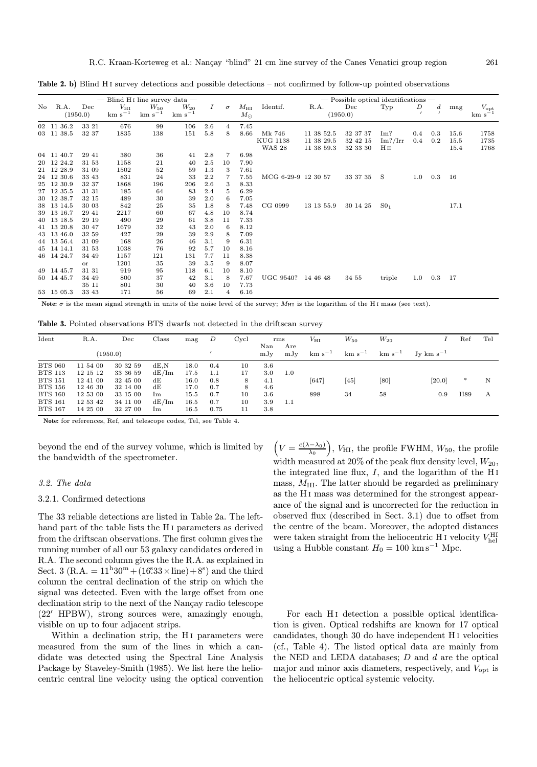**Table 2. b)** Blind H I survey detections and possible detections – not confirmed by follow-up pointed observations

| | — Blind H I line survey data — | | | | | | | | — Possible optical identifications — | | | | | | | |
|---|---|---|---|---|---|---|---|---|---|---|---|---|---|---|---|---|
| No | R.A. (1950.0) | Dec | $V_{\rm HI}$ km s$^{-1}$ | $W_{50}$ km s$^{-1}$ | $W_{20}$ km s$^{-1}$ | $I$ | $\sigma$ | $M_{\rm HI}$ $M_\odot$ | Identif. | R.A. (1950.0) | Dec | Typ | $D$ ′ | $d$ ′ | mag | $V_{\rm opt}$ km s$^{-1}$ |
| 02 | 11 36.2 | 33 21 | 676 | 99 | 106 | 2.6 | 4 | 7.45 | | | | | | | | |
| 03 | 11 38.5 | 32 37 | 1835 | 138 | 151 | 5.8 | 8 | 8.66 | Mk 746 | 11 38 52.5 | 32 37 37 | Im? | 0.4 | 0.3 | 15.6 | 1758 |
| | | | | | | | | | KUG 1138 | 11 38 29.5 | 32 42 15 | Im?/Irr | 0.4 | 0.2 | 15.5 | 1735 |
| | | | | | | | | | WAS 28 | 11 38 59.3 | 32 33 30 | H II | | | 15.4 | 1768 |
| 04 | 11 40.7 | 29 41 | 380 | 36 | 41 | 2.8 | 7 | 6.98 | | | | | | | | |
| 20 | 12 24.2 | 31 53 | 1158 | 21 | 40 | 2.5 | 10 | 7.90 | | | | | | | | |
| 21 | 12 28.9 | 31 09 | 1502 | 52 | 59 | 1.3 | 3 | 7.61 | | | | | | | | |
| 24 | 12 30.6 | 33 43 | 831 | 24 | 33 | 2.2 | 7 | 7.55 | MCG 6-29-9 | 12 30 57 | 33 37 35 | S | 1.0 | 0.3 | 16 | |
| 25 | 12 30.9 | 32 37 | 1868 | 196 | 206 | 2.6 | 3 | 8.33 | | | | | | | | |
| 27 | 12 35.5 | 31 31 | 185 | 64 | 83 | 2.4 | 5 | 6.29 | | | | | | | | |
| 30 | 12 38.7 | 32 15 | 489 | 30 | 39 | 2.0 | 6 | 7.05 | | | | | | | | |
| 38 | 13 14.5 | 30 03 | 842 | 25 | 35 | 1.8 | 8 | 7.48 | CG 0999 | 13 13 55.9 | 30 14 25 | S0$_1$ | | | 17.1 | |
| 39 | 13 16.7 | 29 41 | 2217 | 60 | 67 | 4.8 | 10 | 8.74 | | | | | | | | |
| 40 | 13 18.5 | 29 19 | 490 | 29 | 61 | 3.8 | 11 | 7.33 | | | | | | | | |
| 41 | 13 20.8 | 30 47 | 1679 | 32 | 43 | 2.0 | 6 | 8.12 | | | | | | | | |
| 43 | 13 46.0 | 32 59 | 427 | 29 | 39 | 2.9 | 8 | 7.09 | | | | | | | | |
| 44 | 13 56.4 | 31 09 | 168 | 26 | 46 | 3.1 | 9 | 6.31 | | | | | | | | |
| 45 | 14 14.1 | 31 53 | 1038 | 76 | 92 | 5.7 | 10 | 8.16 | | | | | | | | |
| 46 | 14 24.7 | 34 49 | 1157 | 121 | 131 | 7.7 | 11 | 8.38 | | | | | | | | |
| | | or | 1201 | 35 | 39 | 3.5 | 9 | 8.07 | | | | | | | | |
| 49 | 14 45.7 | 31 31 | 919 | 95 | 118 | 6.1 | 10 | 8.10 | | | | | | | | |
| 50 | 14 45.7 | 34 49 | 800 | 37 | 42 | 3.1 | 8 | 7.67 | UGC 9540? | 14 46 48 | 34 55 | triple | 1.0 | 0.3 | 17 | |
| | | 35 11 | 801 | 30 | 40 | 3.6 | 10 | 7.73 | | | | | | | | |
| 53 | 15 05.3 | 33 43 | 171 | 56 | 69 | 2.1 | 4 | 6.16 | | | | | | | | |

**Note:** $\sigma$ is the mean signal strength in units of the noise level of the survey; $M_{\rm HI}$ is the logarithm of the H I mass (see text).

**Table 3.** Pointed observations BTS dwarfs not detected in the driftscan survey

| Ident | R.A. (1950.0) | Dec | Class | mag | $D$ ′ | Cycl | rms Nan mJy | rms Are mJy | $V_{\rm HI}$ km s$^{-1}$ | $W_{50}$ km s$^{-1}$ | $W_{20}$ km s$^{-1}$ | $I$ Jy km s$^{-1}$ | Ref | Tel |
|---|---|---|---|---|---|---|---|---|---|---|---|---|---|---|
| BTS 060 | 11 54 00 | 30 32 59 | dE,N | 18.0 | 0.4 | 10 | 3.6 | | | | | | | |
| BTS 113 | 12 15 12 | 33 36 59 | dE/Im | 17.5 | 1.1 | 17 | 3.0 | 1.0 | | | | | | |
| BTS 151 | 12 41 00 | 32 45 00 | dE | 16.0 | 0.8 | 8 | 4.1 | | [647] | [45] | [80] | [20.0] | * | N |
| BTS 156 | 12 46 30 | 32 14 00 | dE | 17.0 | 0.7 | 8 | 4.6 | | | | | | | |
| BTS 160 | 12 53 00 | 33 15 00 | Im | 15.5 | 0.7 | 10 | 3.6 | | 898 | 34 | 58 | 0.9 | H89 | A |
| BTS 161 | 12 53 42 | 34 11 00 | dE/Im | 16.5 | 0.7 | 10 | 3.9 | 1.1 | | | | | | |
| BTS 167 | 14 25 00 | 32 27 00 | Im | 16.5 | 0.75 | 11 | 3.8 | | | | | | | |

**Note:** for references, Ref, and telescope codes, Tel, see Table 4.

beyond the end of the survey volume, which is limited by the bandwidth of the spectrometer.

### 3.2. The data

#### 3.2.1. Confirmed detections

The 33 reliable detections are listed in Table 2a. The left-hand part of the table lists the H I parameters as derived from the driftscan observations. The first column gives the running number of all our 53 galaxy candidates ordered in R.A. The second column gives the R.A. as explained in Sect. 3 (R.A. $= 11^{\rm h}30^{\rm m} + (16\overset{\rm s}{.}33 \times {\rm line}) + 8^{\rm s}$) and the third column the central declination of the strip on which the signal was detected. Even with the large offset from one declination strip to the next of the Nançay radio telescope (22′ HPBW), strong sources were, amazingly enough, visible on up to four adjacent strips.

Within a declination strip, the H I parameters were measured from the sum of the lines in which a candidate was detected using the Spectral Line Analysis Package by Staveley-Smith (1985). We list here the heliocentric central line velocity using the optical convention $\left(V = \frac{c(\lambda-\lambda_0)}{\lambda_0}\right)$, $V_{\rm HI}$, the profile FWHM, $W_{50}$, the profile width measured at 20% of the peak flux density level, $W_{20}$, the integrated line flux, $I$, and the logarithm of the H I mass, $M_{\rm HI}$. The latter should be regarded as preliminary as the H I mass was determined for the strongest appearance of the signal and is uncorrected for the reduction in observed flux (described in Sect. 3.1) due to offset from the centre of the beam. Moreover, the adopted distances were taken straight from the heliocentric H I velocity $V_{\rm hel}^{\rm HI}$ using a Hubble constant $H_0 = 100$ km s$^{-1}$ Mpc.

For each H I detection a possible optical identification is given. Optical redshifts are known for 17 optical candidates, though 30 do have independent H I velocities (cf., Table 4). The listed optical data are mainly from the NED and LEDA databases; $D$ and $d$ are the optical major and minor axis diameters, respectively, and $V_{\rm opt}$ is the heliocentric optical systemic velocity.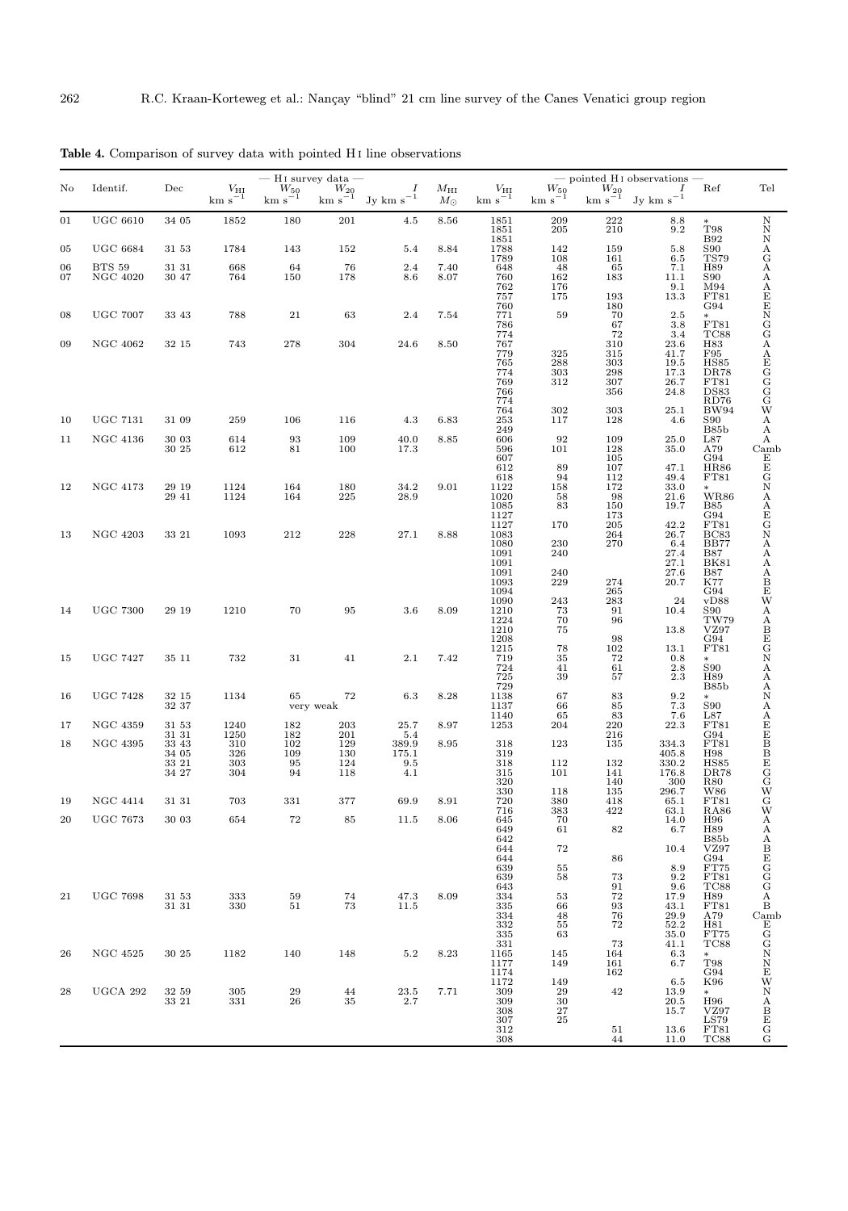**Table 4.** Comparison of survey data with pointed H I line observations

| No | Identif. | Dec | — H I survey data — $V_{\rm HI}$ km s$^{-1}$ | $W_{50}$ km s$^{-1}$ | $W_{20}$ km s$^{-1}$ | $I$ Jy km s$^{-1}$ | $M_{\rm HI}$ $M_\odot$ | — pointed H I observations — $V_{\rm HI}$ km s$^{-1}$ | $W_{50}$ km s$^{-1}$ | $W_{20}$ km s$^{-1}$ | $I$ Jy km s$^{-1}$ | Ref | Tel |
|---|---|---|---|---|---|---|---|---|---|---|---|---|---|
| 01 | UGC 6610 | 34 05 | 1852 | 180 | 201 | 4.5 | 8.56 | 1851 | 209 | 222 | 8.8 | * | N |
| | | | | | | | | 1851 | 205 | 210 | 9.2 | T98 | N |
| | | | | | | | | 1851 | | | | B92 | N |
| 05 | UGC 6684 | 31 53 | 1784 | 143 | 152 | 5.4 | 8.84 | 1788 | 142 | 159 | 5.8 | S90 | A |
| | | | | | | | | 1789 | 108 | 161 | 6.5 | TS79 | G |
| 06 | BTS 59 | 31 31 | 668 | 64 | 76 | 2.4 | 7.40 | 648 | 48 | 65 | 7.1 | H89 | A |
| 07 | NGC 4020 | 30 47 | 764 | 150 | 178 | 8.6 | 8.07 | 760 | 162 | 183 | 11.1 | S90 | A |
| | | | | | | | | 762 | 176 | | 9.1 | M94 | A |
| | | | | | | | | 757 | 175 | 193 | 13.3 | FT81 | E |
| | | | | | | | | 760 | | 180 | | G94 | E |
| 08 | UGC 7007 | 33 43 | 788 | 21 | 63 | 2.4 | 7.54 | 771 | 59 | 70 | 2.5 | * | N |
| | | | | | | | | 786 | | 67 | 3.8 | FT81 | G |
| | | | | | | | | 774 | | 72 | 3.4 | TC88 | G |
| 09 | NGC 4062 | 32 15 | 743 | 278 | 304 | 24.6 | 8.50 | 767 | | 310 | 23.6 | H83 | A |
| | | | | | | | | 779 | 325 | 315 | 41.7 | F95 | A |
| | | | | | | | | 765 | 288 | 303 | 19.5 | HS85 | E |
| | | | | | | | | 774 | 303 | 298 | 17.3 | DR78 | G |
| | | | | | | | | 769 | 312 | 307 | 26.7 | FT81 | G |
| | | | | | | | | 766 | | 356 | 24.8 | DS83 | G |
| | | | | | | | | 774 | | | | RD76 | G |
| | | | | | | | | 764 | 302 | 303 | 25.1 | BW94 | W |
| 10 | UGC 7131 | 31 09 | 259 | 106 | 116 | 4.3 | 6.83 | 253 | 117 | 128 | 4.6 | S90 | A |
| | | | | | | | | 249 | | | | B85b | A |
| 11 | NGC 4136 | 30 03 | 614 | 93 | 109 | 40.0 | 8.85 | 606 | 92 | 109 | 25.0 | L87 | A |
| | | 30 25 | 612 | 81 | 100 | 17.3 | | 596 | 101 | 128 | 35.0 | A79 | Camb |
| | | | | | | | | 607 | | 105 | | G94 | E |
| | | | | | | | | 612 | 89 | 107 | 47.1 | HR86 | E |
| | | | | | | | | 618 | 94 | 112 | 49.4 | FT81 | G |
| 12 | NGC 4173 | 29 19 | 1124 | 164 | 180 | 34.2 | 9.01 | 1122 | 158 | 172 | 33.0 | * | N |
| | | 29 41 | 1124 | 164 | 225 | 28.9 | | 1020 | 58 | 98 | 21.6 | WR86 | A |
| | | | | | | | | 1085 | 83 | 150 | 19.7 | B85 | A |
| | | | | | | | | 1127 | | 173 | | G94 | E |
| | | | | | | | | 1127 | 170 | 205 | 42.2 | FT81 | G |
| 13 | NGC 4203 | 33 21 | 1093 | 212 | 228 | 27.1 | 8.88 | 1083 | | 264 | 26.7 | BC83 | N |
| | | | | | | | | 1080 | 230 | 270 | 6.4 | BB77 | A |
| | | | | | | | | 1091 | 240 | | 27.4 | B87 | A |
| | | | | | | | | 1091 | | | 27.1 | BK81 | A |
| | | | | | | | | 1091 | 240 | | 27.6 | B87 | A |
| | | | | | | | | 1093 | 229 | 274 | 20.7 | K77 | B |
| | | | | | | | | 1094 | | 265 | | G94 | E |
| | | | | | | | | 1090 | 243 | 283 | 24 | vD88 | W |
| 14 | UGC 7300 | 29 19 | 1210 | 70 | 95 | 3.6 | 8.09 | 1210 | 73 | 91 | 10.4 | S90 | A |
| | | | | | | | | 1224 | 70 | 96 | | TW79 | A |
| | | | | | | | | 1210 | 75 | | 13.8 | VZ97 | B |
| | | | | | | | | 1208 | | 98 | | G94 | E |
| | | | | | | | | 1215 | 78 | 102 | 13.1 | FT81 | G |
| 15 | UGC 7427 | 35 11 | 732 | 31 | 41 | 2.1 | 7.42 | 719 | 35 | 72 | 0.8 | * | N |
| | | | | | | | | 724 | 41 | 61 | 2.8 | S90 | A |
| | | | | | | | | 725 | 39 | 57 | 2.3 | H89 | A |
| | | | | | | | | 729 | | | | B85b | A |
| 16 | UGC 7428 | 32 15 | 1134 | 65 | 72 | 6.3 | 8.28 | 1138 | 67 | 83 | 9.2 | * | N |
| | | 32 37 | | very weak | | | | 1137 | 66 | 85 | 7.3 | S90 | A |
| | | | | | | | | 1140 | 65 | 83 | 7.6 | L87 | A |
| 17 | NGC 4359 | 31 53 | 1240 | 182 | 203 | 25.7 | 8.97 | 1253 | 204 | 220 | 22.3 | FT81 | E |
| | | 31 31 | 1250 | 182 | 201 | 5.4 | | | | 216 | | G94 | E |
| 18 | NGC 4395 | 33 43 | 310 | 102 | 129 | 389.9 | 8.95 | 318 | 123 | 135 | 334.3 | FT81 | B |
| | | 34 05 | 326 | 109 | 130 | 175.1 | | 319 | | | 405.8 | H98 | B |
| | | 33 21 | 303 | 95 | 124 | 9.5 | | 318 | 112 | 132 | 330.2 | HS85 | E |
| | | 34 27 | 304 | 94 | 118 | 4.1 | | 315 | 101 | 141 | 176.8 | DR78 | G |
| | | | | | | | | 320 | | 140 | 300 | R80 | G |
| | | | | | | | | 330 | 118 | 135 | 296.7 | W86 | W |
| 19 | NGC 4414 | 31 31 | 703 | 331 | 377 | 69.9 | 8.91 | 720 | 380 | 418 | 65.1 | FT81 | G |
| | | | | | | | | 716 | 383 | 422 | 63.1 | RA86 | W |
| 20 | UGC 7673 | 30 03 | 654 | 72 | 85 | 11.5 | 8.06 | 645 | 70 | | 14.0 | H96 | A |
| | | | | | | | | 649 | 61 | 82 | 6.7 | H89 | A |
| | | | | | | | | 642 | | | | B85b | A |
| | | | | | | | | 644 | 72 | | 10.4 | VZ97 | B |
| | | | | | | | | 644 | | 86 | | G94 | E |
| | | | | | | | | 639 | 55 | | 8.9 | FT75 | G |
| | | | | | | | | 639 | 58 | 73 | 9.2 | FT81 | G |
| | | | | | | | | 643 | | 91 | 9.6 | TC88 | G |
| 21 | UGC 7698 | 31 53 | 333 | 59 | 74 | 47.3 | 8.09 | 334 | 53 | 72 | 17.9 | H89 | A |
| | | 31 31 | 330 | 51 | 73 | 11.5 | | 335 | 66 | 93 | 43.1 | FT81 | B |
| | | | | | | | | 334 | 48 | 76 | 29.9 | A79 | Camb |
| | | | | | | | | 332 | 55 | 72 | 52.2 | H81 | E |
| | | | | | | | | 335 | 63 | | 35.0 | FT75 | G |
| | | | | | | | | 331 | | 73 | 41.1 | TC88 | G |
| 26 | NGC 4525 | 30 25 | 1182 | 140 | 148 | 5.2 | 8.23 | 1165 | 145 | 164 | 6.3 | * | N |
| | | | | | | | | 1177 | 149 | 161 | 6.7 | T98 | N |
| | | | | | | | | 1174 | | 162 | | G94 | E |
| | | | | | | | | 1172 | 149 | | 6.5 | K96 | W |
| 28 | UGCA 292 | 32 59 | 305 | 29 | 44 | 23.5 | 7.71 | 309 | 29 | 42 | 13.9 | * | N |
| | | 33 21 | 331 | 26 | 35 | 2.7 | | 309 | 30 | | 20.5 | H96 | A |
| | | | | | | | | 308 | 27 | | 15.7 | VZ97 | B |
| | | | | | | | | 307 | 25 | | | LS79 | E |
| | | | | | | | | 312 | | 51 | 13.6 | FT81 | G |
| | | | | | | | | 308 | | 44 | 11.0 | TC88 | G |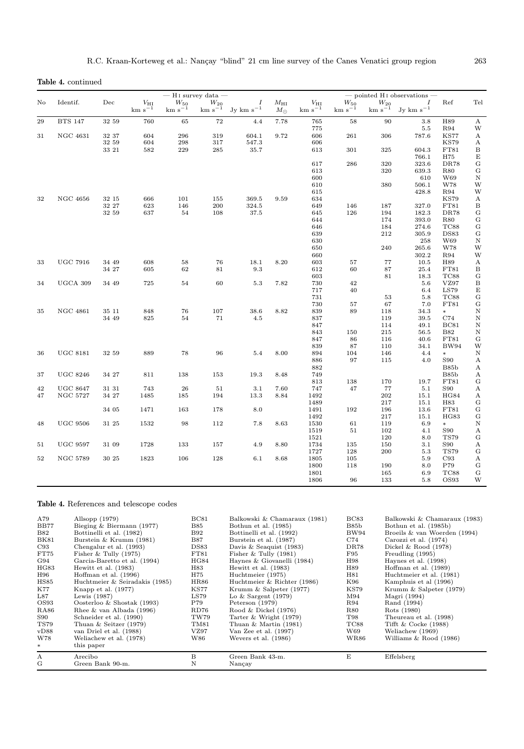**Table 4.** continued

| No | Identif. | Dec | — H I survey data — | | | | | — pointed H I observations — | | | | | |
|---|---|---|---|---|---|---|---|---|---|---|---|---|---|
| | | | $V_{\rm HI}$ km s$^{-1}$ | $W_{50}$ km s$^{-1}$ | $W_{20}$ km s$^{-1}$ | $I$ Jy km s$^{-1}$ | $M_{\rm HI}$ $M_{\odot}$ | $V_{\rm HI}$ km s$^{-1}$ | $W_{50}$ km s$^{-1}$ | $W_{20}$ km s$^{-1}$ | $I$ Jy km s$^{-1}$ | Ref | Tel |
| 29 | BTS 147 | 32 59 | 760 | 65 | 72 | 4.4 | 7.78 | 765 | 58 | 90 | 3.8 | H89 | A |
| | | | | | | | | 775 | | | 5.5 | R94 | W |
| 31 | NGC 4631 | 32 37 | 604 | 296 | 319 | 604.1 | 9.72 | 606 | 261 | 306 | 787.6 | KS77 | A |
| | | 32 59 | 604 | 298 | 317 | 547.3 | | 606 | | | | KS79 | A |
| | | 33 21 | 582 | 229 | 285 | 35.7 | | 613 | 301 | 325 | 604.3 | FT81 | B |
| | | | | | | | | | | | 766.1 | H75 | E |
| | | | | | | | | 617 | 286 | 320 | 323.6 | DR78 | G |
| | | | | | | | | 613 | | 320 | 639.3 | R80 | G |
| | | | | | | | | 600 | | | 610 | W69 | N |
| | | | | | | | | 610 | | 380 | 506.1 | W78 | W |
| | | | | | | | | 615 | | | 428.8 | R94 | W |
| 32 | NGC 4656 | 32 15 | 666 | 101 | 155 | 369.5 | 9.59 | 634 | | | | KS79 | A |
| | | 32 27 | 623 | 146 | 200 | 324.5 | | 649 | 146 | 187 | 327.0 | FT81 | B |
| | | 32 59 | 637 | 54 | 108 | 37.5 | | 645 | 126 | 194 | 182.3 | DR78 | G |
| | | | | | | | | 644 | | 174 | 393.0 | R80 | G |
| | | | | | | | | 646 | | 184 | 274.6 | TC88 | G |
| | | | | | | | | 639 | | 212 | 305.9 | DS83 | G |
| | | | | | | | | 630 | | | 258 | W69 | N |
| | | | | | | | | 650 | | 240 | 265.6 | W78 | W |
| | | | | | | | | 660 | | | 302.2 | R94 | W |
| 33 | UGC 7916 | 34 49 | 608 | 58 | 76 | 18.1 | 8.20 | 603 | 57 | 77 | 10.5 | H89 | A |
| | | 34 27 | 605 | 62 | 81 | 9.3 | | 612 | 60 | 87 | 25.4 | FT81 | B |
| | | | | | | | | 603 | | 81 | 18.3 | TC88 | G |
| 34 | UGCA 309 | 34 49 | 725 | 54 | 60 | 5.3 | 7.82 | 730 | 42 | | 5.6 | VZ97 | B |
| | | | | | | | | 717 | 40 | | 6.4 | LS79 | E |
| | | | | | | | | 731 | | 53 | 5.8 | TC88 | G |
| | | | | | | | | 730 | 57 | 67 | 7.0 | FT81 | G |
| 35 | NGC 4861 | 35 11 | 848 | 76 | 107 | 38.6 | 8.82 | 839 | 89 | 118 | 34.3 | * | N |
| | | 34 49 | 825 | 54 | 71 | 4.5 | | 837 | | 119 | 39.5 | C74 | N |
| | | | | | | | | 847 | | 114 | 49.1 | BC81 | N |
| | | | | | | | | 843 | 150 | 215 | 56.5 | B82 | N |
| | | | | | | | | 847 | 86 | 116 | 40.6 | FT81 | G |
| | | | | | | | | 839 | 87 | 110 | 34.1 | BW94 | W |
| 36 | UGC 8181 | 32 59 | 889 | 78 | 96 | 5.4 | 8.00 | 894 | 104 | 146 | 4.4 | * | N |
| | | | | | | | | 886 | 97 | 115 | 4.0 | S90 | A |
| | | | | | | | | 882 | | | | B85b | A |
| 37 | UGC 8246 | 34 27 | 811 | 138 | 153 | 19.3 | 8.48 | 749 | | | | B85b | A |
| | | | | | | | | 813 | 138 | 170 | 19.7 | FT81 | G |
| 42 | UGC 8647 | 31 31 | 743 | 26 | 51 | 3.1 | 7.60 | 747 | 47 | 77 | 5.1 | S90 | A |
| 47 | NGC 5727 | 34 27 | 1485 | 185 | 194 | 13.3 | 8.84 | 1492 | | 202 | 15.1 | HG84 | A |
| | | | | | | | | 1489 | | 217 | 15.1 | H83 | G |
| | | 34 05 | 1471 | 163 | 178 | 8.0 | | 1491 | 192 | 196 | 13.6 | FT81 | G |
| | | | | | | | | 1492 | | 217 | 15.1 | HG83 | G |
| 48 | UGC 9506 | 31 25 | 1532 | 98 | 112 | 7.8 | 8.63 | 1530 | 61 | 119 | 6.9 | * | N |
| | | | | | | | | 1519 | 51 | 102 | 4.1 | S90 | A |
| | | | | | | | | 1521 | | 120 | 8.0 | TS79 | G |
| 51 | UGC 9597 | 31 09 | 1728 | 133 | 157 | 4.9 | 8.80 | 1734 | 135 | 150 | 3.1 | S90 | A |
| | | | | | | | | 1727 | 128 | 200 | 5.3 | TS79 | G |
| 52 | NGC 5789 | 30 25 | 1823 | 106 | 128 | 6.1 | 8.68 | 1805 | 105 | | 5.9 | C93 | A |
| | | | | | | | | 1800 | 118 | 190 | 8.0 | P79 | G |
| | | | | | | | | 1801 | | 165 | 6.9 | TC88 | G |
| | | | | | | | | 1806 | 96 | 133 | 5.8 | OS93 | W |

**Table 4.** References and telescope codes

| Code | Reference | Code | Reference | Code | Reference |
|---|---|---|---|---|---|
| A79 | Allsopp (1979) | BC81 | Balkowski & Chamaraux (1981) | BC83 | Balkowski & Chamaraux (1983) |
| BB77 | Bieging & Biermann (1977) | B85 | Bothun et al. (1985) | B85b | Bothun et al. (1985b) |
| B82 | Bottinelli et al. (1982) | B92 | Bottinelli et al. (1992) | BW94 | Broeils & van Woerden (1994) |
| BK81 | Burstein & Krumm (1981) | B87 | Burstein et al. (1987) | C74 | Carozzi et al. (1974) |
| C93 | Chengalur et al. (1993) | DS83 | Davis & Seaquist (1983) | DR78 | Dickel & Rood (1978) |
| FT75 | Fisher & Tully (1975) | FT81 | Fisher & Tully (1981) | F95 | Freudling (1995) |
| G94 | Garcia-Baretto et al. (1994) | HG84 | Haynes & Giovanelli (1984) | H98 | Haynes et al. (1998) |
| HG83 | Hewitt et al. (1983) | H83 | Hewitt et al. (1983) | H89 | Hoffman et al. (1989) |
| H96 | Hoffman et al. (1996) | H75 | Huchtmeier (1975) | H81 | Huchtmeier et al. (1981) |
| HS85 | Huchtmeier & Seiradakis (1985) | HR86 | Huchtmeier & Richter (1986) | K96 | Kamphuis et al (1996) |
| K77 | Knapp et al. (1977) | KS77 | Krumm & Salpeter (1977) | KS79 | Krumm & Salpeter (1979) |
| L87 | Lewis (1987) | LS79 | Lo & Sargent (1979) | M94 | Magri (1994) |
| OS93 | Oosterloo & Shostak (1993) | P79 | Peterson (1979) | R94 | Rand (1994) |
| RA86 | Rhee & van Albada (1996) | RD76 | Rood & Dickel (1976) | R80 | Rots (1980) |
| S90 | Schneider et al. (1990) | TW79 | Tarter & Wright (1979) | T98 | Theureau et al. (1998) |
| TS79 | Thuan & Seitzer (1979) | TM81 | Thuan & Martin (1981) | TC88 | Tifft & Cocke (1988) |
| vD88 | van Driel et al. (1988) | VZ97 | Van Zee et al. (1997) | W69 | Weliachew (1969) |
| W78 | Weliachew et al. (1978) | W86 | Wevers et al. (1986) | WR86 | Williams & Rood (1986) |
| * | this paper | | | | |
| A | Arecibo | B | Green Bank 43-m. | E | Effelsberg |
| G | Green Bank 90-m. | N | Nançay | | |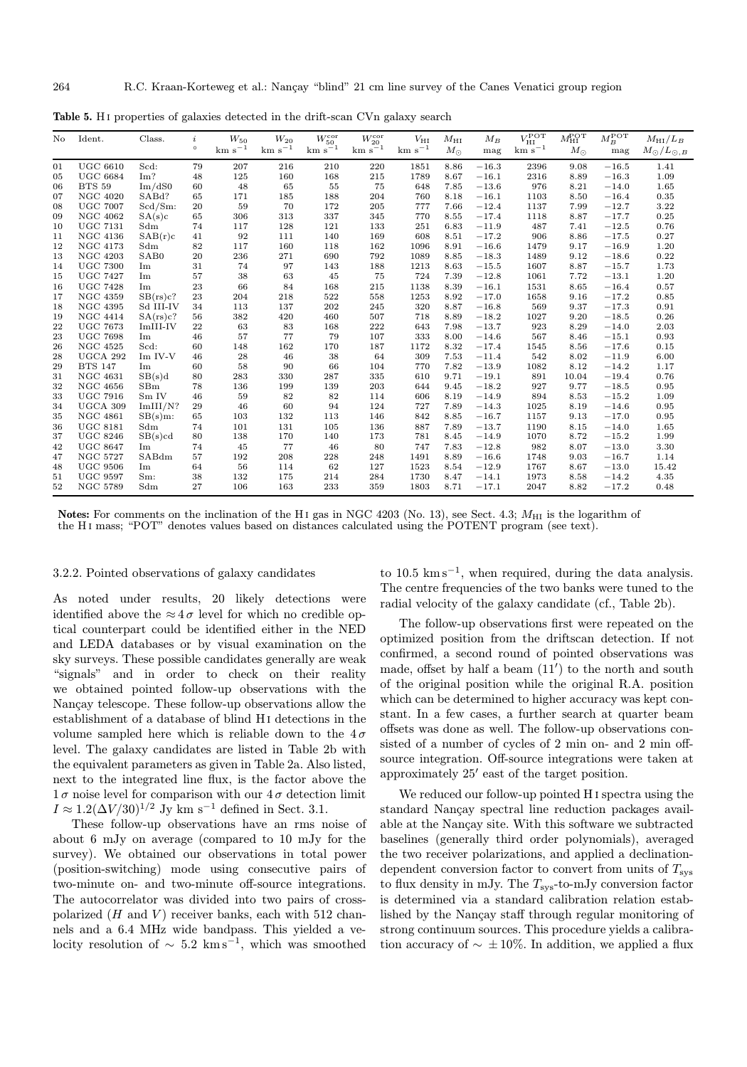**Table 5.** H I properties of galaxies detected in the drift-scan CVn galaxy search

| No | Ident. | Class. | $i$ <br> $^\circ$ | $W_{50}$ <br> km s$^{-1}$ | $W_{20}$ <br> km s$^{-1}$ | $W_{50}^{\rm cor}$ <br> km s$^{-1}$ | $W_{20}^{\rm cor}$ <br> km s$^{-1}$ | $V_{\rm HI}$ <br> km s$^{-1}$ | $M_{\rm HI}$ <br> $M_\odot$ | $M_B$ <br> mag | $V_{\rm HI}^{\rm POT}$ <br> km s$^{-1}$ | $M_{\rm HI}^{\rm POT}$ <br> $M_\odot$ | $M_B^{\rm POT}$ <br> mag | $M_{\rm HI}/L_B$ <br> $M_\odot/L_{\odot,B}$ |
|---|---|---|---|---|---|---|---|---|---|---|---|---|---|---|
| 01 | UGC 6610 | Scd: | 79 | 207 | 216 | 210 | 220 | 1851 | 8.86 | −16.3 | 2396 | 9.08 | −16.5 | 1.41 |
| 05 | UGC 6684 | Im? | 48 | 125 | 160 | 168 | 215 | 1789 | 8.67 | −16.1 | 2316 | 8.89 | −16.3 | 1.09 |
| 06 | BTS 59 | Im/dS0 | 60 | 48 | 65 | 55 | 75 | 648 | 7.85 | −13.6 | 976 | 8.21 | −14.0 | 1.65 |
| 07 | NGC 4020 | SABd? | 65 | 171 | 185 | 188 | 204 | 760 | 8.18 | −16.1 | 1103 | 8.50 | −16.4 | 0.35 |
| 08 | UGC 7007 | Scd/Sm: | 20 | 59 | 70 | 172 | 205 | 777 | 7.66 | −12.4 | 1137 | 7.99 | −12.7 | 3.22 |
| 09 | NGC 4062 | SA(s)c | 65 | 306 | 313 | 337 | 345 | 770 | 8.55 | −17.4 | 1118 | 8.87 | −17.7 | 0.25 |
| 10 | UGC 7131 | Sdm | 74 | 117 | 128 | 121 | 133 | 251 | 6.83 | −11.9 | 487 | 7.41 | −12.5 | 0.76 |
| 11 | NGC 4136 | SAB(r)c | 41 | 92 | 111 | 140 | 169 | 608 | 8.51 | −17.2 | 906 | 8.86 | −17.5 | 0.27 |
| 12 | NGC 4173 | Sdm | 82 | 117 | 160 | 118 | 162 | 1096 | 8.91 | −16.6 | 1479 | 9.17 | −16.9 | 1.20 |
| 13 | NGC 4203 | SAB0 | 20 | 236 | 271 | 690 | 792 | 1089 | 8.85 | −18.3 | 1489 | 9.12 | −18.6 | 0.22 |
| 14 | UGC 7300 | Im | 31 | 74 | 97 | 143 | 188 | 1213 | 8.63 | −15.5 | 1607 | 8.87 | −15.7 | 1.73 |
| 15 | UGC 7427 | Im | 57 | 38 | 63 | 45 | 75 | 724 | 7.39 | −12.8 | 1061 | 7.72 | −13.1 | 1.20 |
| 16 | UGC 7428 | Im | 23 | 66 | 84 | 168 | 215 | 1138 | 8.39 | −16.1 | 1531 | 8.65 | −16.4 | 0.57 |
| 17 | NGC 4359 | SB(rs)c? | 23 | 204 | 218 | 522 | 558 | 1253 | 8.92 | −17.0 | 1658 | 9.16 | −17.2 | 0.85 |
| 18 | NGC 4395 | Sd III-IV | 34 | 113 | 137 | 202 | 245 | 320 | 8.87 | −16.8 | 569 | 9.37 | −17.3 | 0.91 |
| 19 | NGC 4414 | SA(rs)c? | 56 | 382 | 420 | 460 | 507 | 718 | 8.89 | −18.2 | 1027 | 9.20 | −18.5 | 0.26 |
| 22 | UGC 7673 | ImIII-IV | 22 | 63 | 83 | 168 | 222 | 643 | 7.98 | −13.7 | 923 | 8.29 | −14.0 | 2.03 |
| 23 | UGC 7698 | Im | 46 | 57 | 77 | 79 | 107 | 333 | 8.00 | −14.6 | 567 | 8.46 | −15.1 | 0.93 |
| 26 | NGC 4525 | Scd: | 60 | 148 | 162 | 170 | 187 | 1172 | 8.32 | −17.4 | 1545 | 8.56 | −17.6 | 0.15 |
| 28 | UGCA 292 | Im IV-V | 46 | 28 | 46 | 38 | 64 | 309 | 7.53 | −11.4 | 542 | 8.02 | −11.9 | 6.00 |
| 29 | BTS 147 | Im | 60 | 58 | 90 | 66 | 104 | 770 | 7.82 | −13.9 | 1082 | 8.12 | −14.2 | 1.17 |
| 31 | NGC 4631 | SB(s)d | 80 | 283 | 330 | 287 | 335 | 610 | 9.71 | −19.1 | 891 | 10.04 | −19.4 | 0.76 |
| 32 | NGC 4656 | SBm | 78 | 136 | 199 | 139 | 203 | 644 | 9.45 | −18.2 | 927 | 9.77 | −18.5 | 0.95 |
| 33 | UGC 7916 | Sm IV | 46 | 59 | 82 | 82 | 114 | 606 | 8.19 | −14.9 | 894 | 8.53 | −15.2 | 1.09 |
| 34 | UGCA 309 | ImIII/N? | 29 | 46 | 60 | 94 | 124 | 727 | 7.89 | −14.3 | 1025 | 8.19 | −14.6 | 0.95 |
| 35 | NGC 4861 | SB(s)m: | 65 | 103 | 132 | 113 | 146 | 842 | 8.85 | −16.7 | 1157 | 9.13 | −17.0 | 0.95 |
| 36 | UGC 8181 | Sdm | 74 | 101 | 131 | 105 | 136 | 887 | 7.89 | −13.7 | 1190 | 8.15 | −14.0 | 1.65 |
| 37 | UGC 8246 | SB(s)cd | 80 | 138 | 170 | 140 | 173 | 781 | 8.45 | −14.9 | 1070 | 8.72 | −15.2 | 1.99 |
| 42 | UGC 8647 | Im | 74 | 45 | 77 | 46 | 80 | 747 | 7.83 | −12.8 | 982 | 8.07 | −13.0 | 3.30 |
| 47 | NGC 5727 | SABdm | 57 | 192 | 208 | 228 | 248 | 1491 | 8.89 | −16.6 | 1748 | 9.03 | −16.7 | 1.14 |
| 48 | UGC 9506 | Im | 64 | 56 | 114 | 62 | 127 | 1523 | 8.54 | −12.9 | 1767 | 8.67 | −13.0 | 15.42 |
| 51 | UGC 9597 | Sm: | 38 | 132 | 175 | 214 | 284 | 1730 | 8.47 | −14.1 | 1973 | 8.58 | −14.2 | 4.35 |
| 52 | NGC 5789 | Sdm | 27 | 106 | 163 | 233 | 359 | 1803 | 8.71 | −17.1 | 2047 | 8.82 | −17.2 | 0.48 |

**Notes:** For comments on the inclination of the H I gas in NGC 4203 (No. 13), see Sect. 4.3; $M_{\rm HI}$ is the logarithm of the H I mass; "POT" denotes values based on distances calculated using the POTENT program (see text).

#### 3.2.2. Pointed observations of galaxy candidates

As noted under results, 20 likely detections were identified above the $\approx 4\,\sigma$ level for which no credible optical counterpart could be identified either in the NED and LEDA databases or by visual examination on the sky surveys. These possible candidates generally are weak "signals" and in order to check on their reality we obtained pointed follow-up observations with the Nançay telescope. These follow-up observations allow the establishment of a database of blind H I detections in the volume sampled here which is reliable down to the $4\,\sigma$ level. The galaxy candidates are listed in Table 2b with the equivalent parameters as given in Table 2a. Also listed, next to the integrated line flux, is the factor above the $1\,\sigma$ noise level for comparison with our $4\,\sigma$ detection limit $I \approx 1.2(\Delta V/30)^{1/2}$ Jy km s$^{-1}$ defined in Sect. 3.1.

These follow-up observations have an rms noise of about 6 mJy on average (compared to 10 mJy for the survey). We obtained our observations in total power (position-switching) mode using consecutive pairs of two-minute on- and two-minute off-source integrations. The autocorrelator was divided into two pairs of cross-polarized ($H$ and $V$) receiver banks, each with 512 channels and a 6.4 MHz wide bandpass. This yielded a velocity resolution of $\sim 5.2$ km s$^{-1}$, which was smoothed to 10.5 km s$^{-1}$, when required, during the data analysis. The centre frequencies of the two banks were tuned to the radial velocity of the galaxy candidate (cf., Table 2b).

The follow-up observations first were repeated on the optimized position from the driftscan detection. If not confirmed, a second round of pointed observations was made, offset by half a beam ($11'$) to the north and south of the original position while the original R.A. position which can be determined to higher accuracy was kept constant. In a few cases, a further search at quarter beam offsets was done as well. The follow-up observations consisted of a number of cycles of 2 min on- and 2 min off-source integration. Off-source integrations were taken at approximately $25'$ east of the target position.

We reduced our follow-up pointed H I spectra using the standard Nançay spectral line reduction packages available at the Nançay site. With this software we subtracted baselines (generally third order polynomials), averaged the two receiver polarizations, and applied a declination-dependent conversion factor to convert from units of $T_{\rm sys}$ to flux density in mJy. The $T_{\rm sys}$-to-mJy conversion factor is determined via a standard calibration relation established by the Nançay staff through regular monitoring of strong continuum sources. This procedure yields a calibration accuracy of $\sim \pm 10\%$. In addition, we applied a flux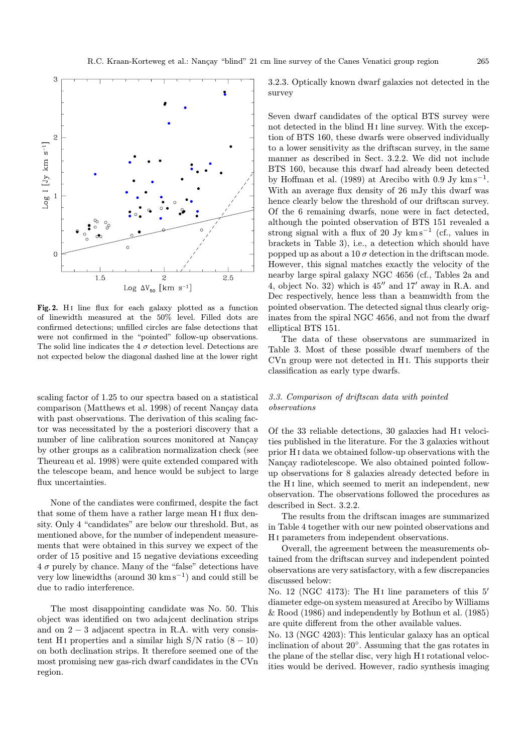**Fig. 2.** H I line flux for each galaxy plotted as a function of linewidth measured at the 50% level. Filled dots are confirmed detections; unfilled circles are false detections that were not confirmed in the "pointed" follow-up observations. The solid line indicates the 4 $\sigma$ detection level. Detections are not expected below the diagonal dashed line at the lower right

scaling factor of 1.25 to our spectra based on a statistical comparison (Matthews et al. 1998) of recent Nançay data with past observations. The derivation of this scaling factor was necessitated by the a posteriori discovery that a number of line calibration sources monitored at Nançay by other groups as a calibration normalization check (see Theureau et al. 1998) were quite extended compared with the telescope beam, and hence would be subject to large flux uncertainties.

None of the candiates were confirmed, despite the fact that some of them have a rather large mean H I flux density. Only 4 "candidates" are below our threshold. But, as mentioned above, for the number of independent measurements that were obtained in this survey we expect of the order of 15 positive and 15 negative deviations exceeding 4 $\sigma$ purely by chance. Many of the "false" detections have very low linewidths (around 30 km s$^{-1}$) and could still be due to radio interference.

The most disappointing candidate was No. 50. This object was identified on two adajcent declination strips and on $2-3$ adjacent spectra in R.A. with very consistent H I properties and a similar high S/N ratio $(8-10)$ on both declination strips. It therefore seemed one of the most promising new gas-rich dwarf candidates in the CVn region.

#### 3.2.3. Optically known dwarf galaxies not detected in the survey

Seven dwarf candidates of the optical BTS survey were not detected in the blind H I line survey. With the exception of BTS 160, these dwarfs were observed individually to a lower sensitivity as the driftscan survey, in the same manner as described in Sect. 3.2.2. We did not include BTS 160, because this dwarf had already been detected by Hoffman et al. (1989) at Arecibo with 0.9 Jy km s$^{-1}$. With an average flux density of 26 mJy this dwarf was hence clearly below the threshold of our driftscan survey. Of the 6 remaining dwarfs, none were in fact detected, although the pointed observation of BTS 151 revealed a strong signal with a flux of 20 Jy km s$^{-1}$ (cf., values in brackets in Table 3), i.e., a detection which should have popped up as about a 10 $\sigma$ detection in the driftscan mode. However, this signal matches exactly the velocity of the nearby large spiral galaxy NGC 4656 (cf., Tables 2a and 4, object No. 32) which is 45″ and 17′ away in R.A. and Dec respectively, hence less than a beamwidth from the pointed observation. The detected signal thus clearly originates from the spiral NGC 4656, and not from the dwarf elliptical BTS 151.

The data of these observatons are summarized in Table 3. Most of these possible dwarf members of the CVn group were not detected in H I. This supports their classification as early type dwarfs.

### *3.3. Comparison of driftscan data with pointed observations*

Of the 33 reliable detections, 30 galaxies had H I velocities published in the literature. For the 3 galaxies without prior H I data we obtained follow-up observations with the Nançay radiotelescope. We also obtained pointed follow-up observations for 8 galaxies already detected before in the H I line, which seemed to merit an independent, new observation. The observations followed the procedures as described in Sect. 3.2.2.

The results from the driftscan images are summarized in Table 4 together with our new pointed observations and H I parameters from independent observations.

Overall, the agreement between the measurements obtained from the driftscan survey and independent pointed observations are very satisfactory, with a few discrepancies discussed below:

No. 12 (NGC 4173): The H I line parameters of this 5′ diameter edge-on system measured at Arecibo by Williams & Rood (1986) and independently by Bothun et al. (1985) are quite different from the other available values.

No. 13 (NGC 4203): This lenticular galaxy has an optical inclination of about 20°. Assuming that the gas rotates in the plane of the stellar disc, very high H I rotational velocities would be derived. However, radio synthesis imaging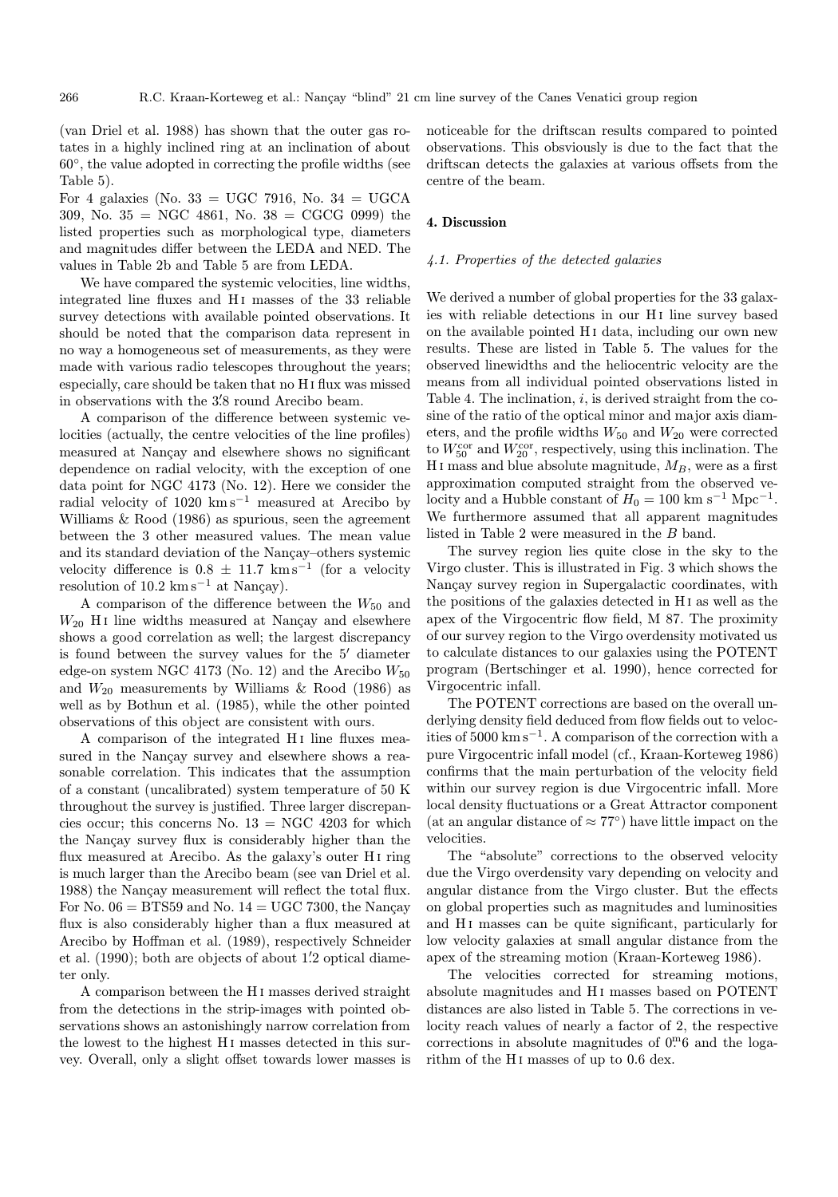(van Driel et al. 1988) has shown that the outer gas rotates in a highly inclined ring at an inclination of about 60°, the value adopted in correcting the profile widths (see Table 5).

For 4 galaxies (No. 33 = UGC 7916, No. 34 = UGCA 309, No. 35 = NGC 4861, No. 38 = CGCG 0999) the listed properties such as morphological type, diameters and magnitudes differ between the LEDA and NED. The values in Table 2b and Table 5 are from LEDA.

We have compared the systemic velocities, line widths, integrated line fluxes and H I masses of the 33 reliable survey detections with available pointed observations. It should be noted that the comparison data represent in no way a homogeneous set of measurements, as they were made with various radio telescopes throughout the years; especially, care should be taken that no H I flux was missed in observations with the 3.′8 round Arecibo beam.

A comparison of the difference between systemic velocities (actually, the centre velocities of the line profiles) measured at Nançay and elsewhere shows no significant dependence on radial velocity, with the exception of one data point for NGC 4173 (No. 12). Here we consider the radial velocity of 1020 km s$^{-1}$ measured at Arecibo by Williams & Rood (1986) as spurious, seen the agreement between the 3 other measured values. The mean value and its standard deviation of the Nançay–others systemic velocity difference is $0.8 \pm 11.7$ km s$^{-1}$ (for a velocity resolution of 10.2 km s$^{-1}$ at Nançay).

A comparison of the difference between the $W_{50}$ and $W_{20}$ H I line widths measured at Nançay and elsewhere shows a good correlation as well; the largest discrepancy is found between the survey values for the 5′ diameter edge-on system NGC 4173 (No. 12) and the Arecibo $W_{50}$ and $W_{20}$ measurements by Williams & Rood (1986) as well as by Bothun et al. (1985), while the other pointed observations of this object are consistent with ours.

A comparison of the integrated H I line fluxes measured in the Nançay survey and elsewhere shows a reasonable correlation. This indicates that the assumption of a constant (uncalibrated) system temperature of 50 K throughout the survey is justified. Three larger discrepancies occur; this concerns No. 13 = NGC 4203 for which the Nançay survey flux is considerably higher than the flux measured at Arecibo. As the galaxy's outer H I ring is much larger than the Arecibo beam (see van Driel et al. 1988) the Nançay measurement will reflect the total flux. For No. 06 = BTS59 and No. 14 = UGC 7300, the Nançay flux is also considerably higher than a flux measured at Arecibo by Hoffman et al. (1989), respectively Schneider et al. (1990); both are objects of about 1.′2 optical diameter only.

A comparison between the H I masses derived straight from the detections in the strip-images with pointed observations shows an astonishingly narrow correlation from the lowest to the highest H I masses detected in this survey. Overall, only a slight offset towards lower masses is noticeable for the driftscan results compared to pointed observations. This obsviously is due to the fact that the driftscan detects the galaxies at various offsets from the centre of the beam.

## 4. Discussion

### *4.1. Properties of the detected galaxies*

We derived a number of global properties for the 33 galaxies with reliable detections in our H I line survey based on the available pointed H I data, including our own new results. These are listed in Table 5. The values for the observed linewidths and the heliocentric velocity are the means from all individual pointed observations listed in Table 4. The inclination, $i$, is derived straight from the cosine of the ratio of the optical minor and major axis diameters, and the profile widths $W_{50}$ and $W_{20}$ were corrected to $W_{50}^{\rm cor}$ and $W_{20}^{\rm cor}$, respectively, using this inclination. The H I mass and blue absolute magnitude, $M_B$, were as a first approximation computed straight from the observed velocity and a Hubble constant of $H_0 = 100$ km s$^{-1}$ Mpc$^{-1}$. We furthermore assumed that all apparent magnitudes listed in Table 2 were measured in the $B$ band.

The survey region lies quite close in the sky to the Virgo cluster. This is illustrated in Fig. 3 which shows the Nançay survey region in Supergalactic coordinates, with the positions of the galaxies detected in H I as well as the apex of the Virgocentric flow field, M 87. The proximity of our survey region to the Virgo overdensity motivated us to calculate distances to our galaxies using the POTENT program (Bertschinger et al. 1990), hence corrected for Virgocentric infall.

The POTENT corrections are based on the overall underlying density field deduced from flow fields out to velocities of 5000 km s$^{-1}$. A comparison of the correction with a pure Virgocentric infall model (cf., Kraan-Korteweg 1986) confirms that the main perturbation of the velocity field within our survey region is due Virgocentric infall. More local density fluctuations or a Great Attractor component (at an angular distance of $\approx 77°$) have little impact on the velocities.

The "absolute" corrections to the observed velocity due the Virgo overdensity vary depending on velocity and angular distance from the Virgo cluster. But the effects on global properties such as magnitudes and luminosities and H I masses can be quite significant, particularly for low velocity galaxies at small angular distance from the apex of the streaming motion (Kraan-Korteweg 1986).

The velocities corrected for streaming motions, absolute magnitudes and H I masses based on POTENT distances are also listed in Table 5. The corrections in velocity reach values of nearly a factor of 2, the respective corrections in absolute magnitudes of 0.$^{\rm m}$6 and the logarithm of the H I masses of up to 0.6 dex.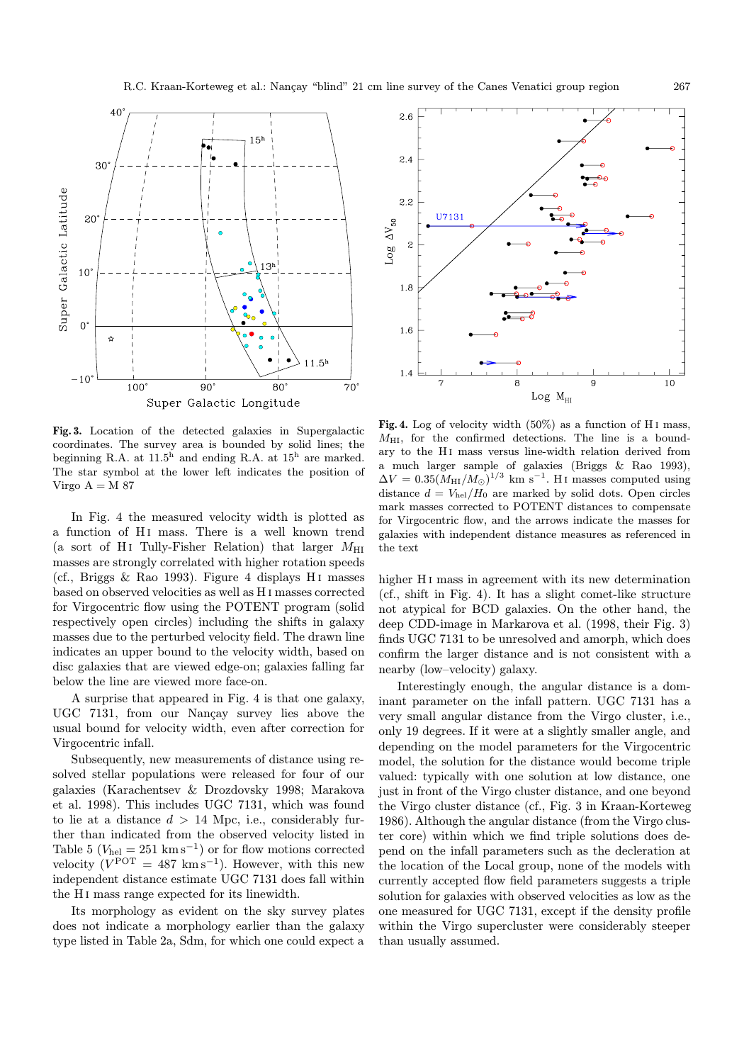**Fig. 3.** Location of the detected galaxies in Supergalactic coordinates. The survey area is bounded by solid lines; the beginning R.A. at $11.5^{\rm h}$ and ending R.A. at $15^{\rm h}$ are marked. The star symbol at the lower left indicates the position of Virgo A = M 87

**Fig. 4.** Log of velocity width (50%) as a function of H I mass, $M_{\rm HI}$, for the confirmed detections. The line is a boundary to the H I mass versus line-width relation derived from a much larger sample of galaxies (Briggs & Rao 1993), $\Delta V = 0.35 (M_{\rm HI}/M_\odot)^{1/3}$ km s$^{-1}$. H I masses computed using distance $d = V_{\rm hel}/H_0$ are marked by solid dots. Open circles mark masses corrected to POTENT distances to compensate for Virgocentric flow, and the arrows indicate the masses for galaxies with independent distance measures as referenced in the text

In Fig. 4 the measured velocity width is plotted as a function of H I mass. There is a well known trend (a sort of H I Tully-Fisher Relation) that larger $M_{\rm HI}$ masses are strongly correlated with higher rotation speeds (cf., Briggs & Rao 1993). Figure 4 displays H I masses based on observed velocities as well as H I masses corrected for Virgocentric flow using the POTENT program (solid respectively open circles) including the shifts in galaxy masses due to the perturbed velocity field. The drawn line indicates an upper bound to the velocity width, based on disc galaxies that are viewed edge-on; galaxies falling far below the line are viewed more face-on.

A surprise that appeared in Fig. 4 is that one galaxy, UGC 7131, from our Nançay survey lies above the usual bound for velocity width, even after correction for Virgocentric infall.

Subsequently, new measurements of distance using resolved stellar populations were released for four of our galaxies (Karachentsev & Drozdovsky 1998; Marakova et al. 1998). This includes UGC 7131, which was found to lie at a distance $d > 14$ Mpc, i.e., considerably further than indicated from the observed velocity listed in Table 5 ($V_{\rm hel} = 251$ km s$^{-1}$) or for flow motions corrected velocity ($V^{\rm POT} = 487$ km s$^{-1}$). However, with this new independent distance estimate UGC 7131 does fall within the H I mass range expected for its linewidth.

Its morphology as evident on the sky survey plates does not indicate a morphology earlier than the galaxy type listed in Table 2a, Sdm, for which one could expect a higher H I mass in agreement with its new determination (cf., shift in Fig. 4). It has a slight comet-like structure not atypical for BCD galaxies. On the other hand, the deep CDD-image in Markarova et al. (1998, their Fig. 3) finds UGC 7131 to be unresolved and amorph, which does confirm the larger distance and is not consistent with a nearby (low–velocity) galaxy.

Interestingly enough, the angular distance is a dominant parameter on the infall pattern. UGC 7131 has a very small angular distance from the Virgo cluster, i.e., only 19 degrees. If it were at a slightly smaller angle, and depending on the model parameters for the Virgocentric model, the solution for the distance would become triple valued: typically with one solution at low distance, one just in front of the Virgo cluster distance, and one beyond the Virgo cluster distance (cf., Fig. 3 in Kraan-Korteweg 1986). Although the angular distance (from the Virgo cluster core) within which we find triple solutions does depend on the infall parameters such as the decleration at the location of the Local group, none of the models with currently accepted flow field parameters suggests a triple solution for galaxies with observed velocities as low as the one measured for UGC 7131, except if the density profile within the Virgo supercluster were considerably steeper than usually assumed.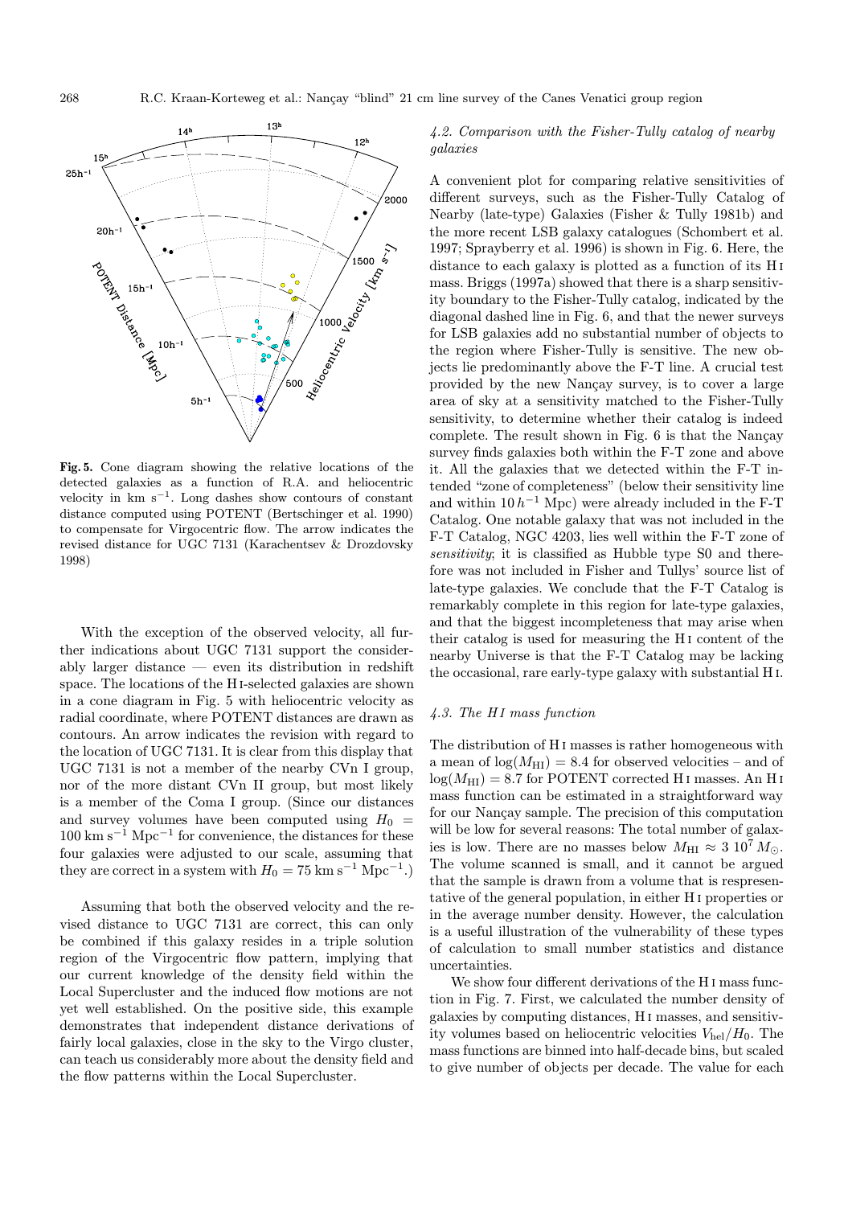**Fig. 5.** Cone diagram showing the relative locations of the detected galaxies as a function of R.A. and heliocentric velocity in km s$^{-1}$. Long dashes show contours of constant distance computed using POTENT (Bertschinger et al. 1990) to compensate for Virgocentric flow. The arrow indicates the revised distance for UGC 7131 (Karachentsev & Drozdovsky 1998)

With the exception of the observed velocity, all further indications about UGC 7131 support the considerably larger distance — even its distribution in redshift space. The locations of the H I-selected galaxies are shown in a cone diagram in Fig. 5 with heliocentric velocity as radial coordinate, where POTENT distances are drawn as contours. An arrow indicates the revision with regard to the location of UGC 7131. It is clear from this display that UGC 7131 is not a member of the nearby CVn I group, nor of the more distant CVn II group, but most likely is a member of the Coma I group. (Since our distances and survey volumes have been computed using $H_0$ = 100 km s$^{-1}$ Mpc$^{-1}$ for convenience, the distances for these four galaxies were adjusted to our scale, assuming that they are correct in a system with $H_0$ = 75 km s$^{-1}$ Mpc$^{-1}$.)

Assuming that both the observed velocity and the revised distance to UGC 7131 are correct, this can only be combined if this galaxy resides in a triple solution region of the Virgocentric flow pattern, implying that our current knowledge of the density field within the Local Supercluster and the induced flow motions are not yet well established. On the positive side, this example demonstrates that independent distance derivations of fairly local galaxies, close in the sky to the Virgo cluster, can teach us considerably more about the density field and the flow patterns within the Local Supercluster.

### *4.2. Comparison with the Fisher-Tully catalog of nearby galaxies*

A convenient plot for comparing relative sensitivities of different surveys, such as the Fisher-Tully Catalog of Nearby (late-type) Galaxies (Fisher & Tully 1981b) and the more recent LSB galaxy catalogues (Schombert et al. 1997; Sprayberry et al. 1996) is shown in Fig. 6. Here, the distance to each galaxy is plotted as a function of its H I mass. Briggs (1997a) showed that there is a sharp sensitivity boundary to the Fisher-Tully catalog, indicated by the diagonal dashed line in Fig. 6, and that the newer surveys for LSB galaxies add no substantial number of objects to the region where Fisher-Tully is sensitive. The new objects lie predominantly above the F-T line. A crucial test provided by the new Nançay survey, is to cover a large area of sky at a sensitivity matched to the Fisher-Tully sensitivity, to determine whether their catalog is indeed complete. The result shown in Fig. 6 is that the Nançay survey finds galaxies both within the F-T zone and above it. All the galaxies that we detected within the F-T intended "zone of completeness" (below their sensitivity line and within 10 $h^{-1}$ Mpc) were already included in the F-T Catalog. One notable galaxy that was not included in the F-T Catalog, NGC 4203, lies well within the F-T zone of *sensitivity*; it is classified as Hubble type S0 and therefore was not included in Fisher and Tullys' source list of late-type galaxies. We conclude that the F-T Catalog is remarkably complete in this region for late-type galaxies, and that the biggest incompleteness that may arise when their catalog is used for measuring the H I content of the nearby Universe is that the F-T Catalog may be lacking the occasional, rare early-type galaxy with substantial H I.

### *4.3. The H I mass function*

The distribution of H I masses is rather homogeneous with a mean of $\log(M_{\rm HI})$ = 8.4 for observed velocities – and of $\log(M_{\rm HI})$ = 8.7 for POTENT corrected H I masses. An H I mass function can be estimated in a straightforward way for our Nançay sample. The precision of this computation will be low for several reasons: The total number of galaxies is low. There are no masses below $M_{\rm HI} \approx 3\ 10^7\, M_\odot$. The volume scanned is small, and it cannot be argued that the sample is drawn from a volume that is respresentative of the general population, in either H I properties or in the average number density. However, the calculation is a useful illustration of the vulnerability of these types of calculation to small number statistics and distance uncertainties.

We show four different derivations of the H I mass function in Fig. 7. First, we calculated the number density of galaxies by computing distances, H I masses, and sensitivity volumes based on heliocentric velocities $V_{\rm hel}/H_0$. The mass functions are binned into half-decade bins, but scaled to give number of objects per decade. The value for each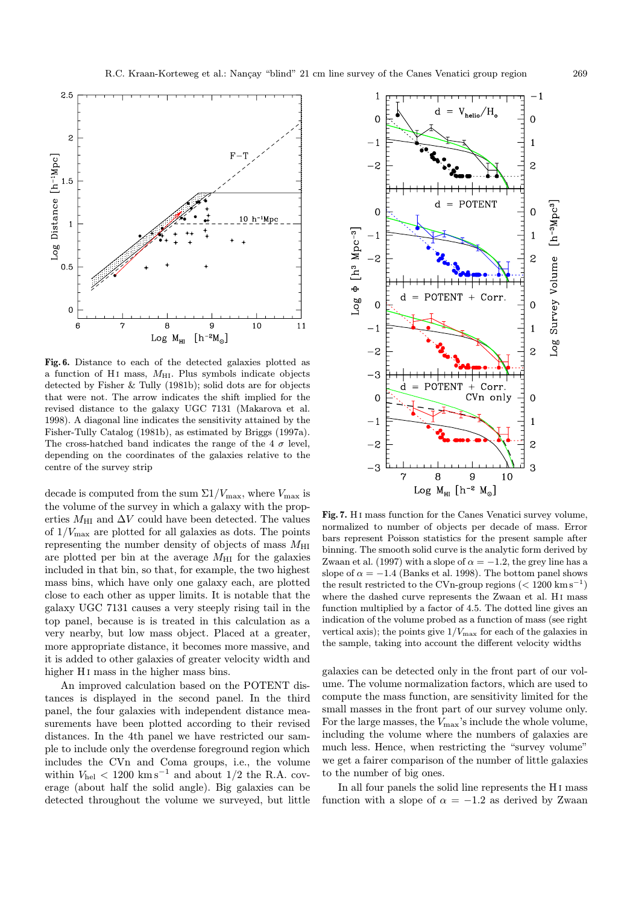**Fig. 6.** Distance to each of the detected galaxies plotted as a function of H I mass, $M_{\rm HI}$. Plus symbols indicate objects detected by Fisher & Tully (1981b); solid dots are for objects that were not. The arrow indicates the shift implied for the revised distance to the galaxy UGC 7131 (Makarova et al. 1998). A diagonal line indicates the sensitivity attained by the Fisher-Tully Catalog (1981b), as estimated by Briggs (1997a). The cross-hatched band indicates the range of the 4 $\sigma$ level, depending on the coordinates of the galaxies relative to the centre of the survey strip

decade is computed from the sum $\Sigma 1/V_{\rm max}$, where $V_{\rm max}$ is the volume of the survey in which a galaxy with the properties $M_{\rm HI}$ and $\Delta V$ could have been detected. The values of $1/V_{\rm max}$ are plotted for all galaxies as dots. The points representing the number density of objects of mass $M_{\rm HI}$ are plotted per bin at the average $M_{\rm HI}$ for the galaxies included in that bin, so that, for example, the two highest mass bins, which have only one galaxy each, are plotted close to each other as upper limits. It is notable that the galaxy UGC 7131 causes a very steeply rising tail in the top panel, because is is treated in this calculation as a very nearby, but low mass object. Placed at a greater, more appropriate distance, it becomes more massive, and it is added to other galaxies of greater velocity width and higher H I mass in the higher mass bins.

An improved calculation based on the POTENT distances is displayed in the second panel. In the third panel, the four galaxies with independent distance measurements have been plotted according to their revised distances. In the 4th panel we have restricted our sample to include only the overdense foreground region which includes the CVn and Coma groups, i.e., the volume within $V_{\rm hel} < 1200$ km s$^{-1}$ and about 1/2 the R.A. coverage (about half the solid angle). Big galaxies can be detected throughout the volume we surveyed, but little

**Fig. 7.** H I mass function for the Canes Venatici survey volume, normalized to number of objects per decade of mass. Error bars represent Poisson statistics for the present sample after binning. The smooth solid curve is the analytic form derived by Zwaan et al. (1997) with a slope of $\alpha = -1.2$, the grey line has a slope of $\alpha = -1.4$ (Banks et al. 1998). The bottom panel shows the result restricted to the CVn-group regions ($< 1200$ km s$^{-1}$) where the dashed curve represents the Zwaan et al. H I mass function multiplied by a factor of 4.5. The dotted line gives an indication of the volume probed as a function of mass (see right vertical axis); the points give $1/V_{\rm max}$ for each of the galaxies in the sample, taking into account the different velocity widths

galaxies can be detected only in the front part of our volume. The volume normalization factors, which are used to compute the mass function, are sensitivity limited for the small masses in the front part of our survey volume only. For the large masses, the $V_{\rm max}$'s include the whole volume, including the volume where the numbers of galaxies are much less. Hence, when restricting the "survey volume" we get a fairer comparison of the number of little galaxies to the number of big ones.

In all four panels the solid line represents the H I mass function with a slope of $\alpha = -1.2$ as derived by Zwaan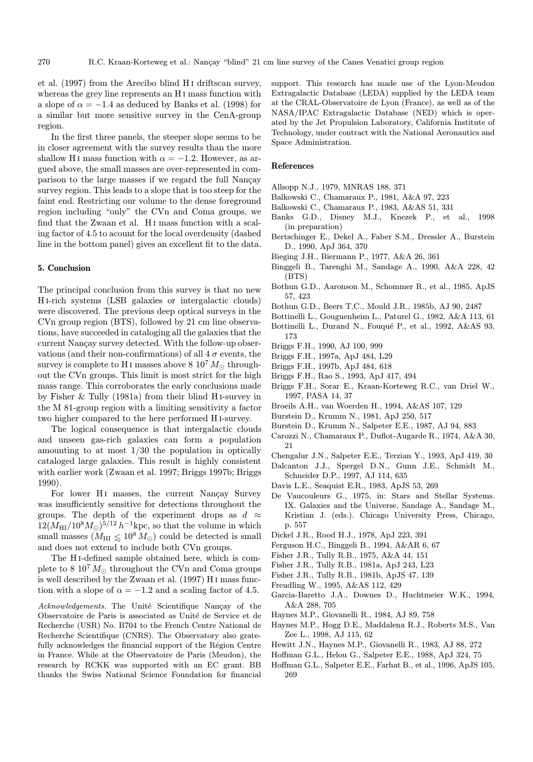et al. (1997) from the Arecibo blind H I driftscan survey, whereas the grey line represents an H I mass function with a slope of $\alpha = -1.4$ as deduced by Banks et al. (1998) for a similar but more sensitive survey in the CenA-group region.

In the first three panels, the steeper slope seems to be in closer agreement with the survey results than the more shallow H I mass function with $\alpha = -1.2$. However, as argued above, the small masses are over-represented in comparison to the large masses if we regard the full Nançay survey region. This leads to a slope that is too steep for the faint end. Restricting our volume to the dense foreground region including "only" the CVn and Coma groups, we find that the Zwaan et al. H I mass function with a scaling factor of 4.5 to acount for the local overdensity (dashed line in the bottom panel) gives an excellent fit to the data.

## 5. Conclusion

The principal conclusion from this survey is that no new H I-rich systems (LSB galaxies or intergalactic clouds) were discovered. The previous deep optical surveys in the CVn group region (BTS), followed by 21 cm line observations, have succeeded in cataloging all the galaxies that the current Nançay survey detected. With the follow-up observations (and their non-confirmations) of all 4 $\sigma$ events, the survey is complete to H I masses above $8\ 10^7\,M_\odot$ throughout the CVn groups. This limit is most strict for the high mass range. This corroborates the early conclusions made by Fisher & Tully (1981a) from their blind H I-survey in the M 81-group region with a limiting sensitivity a factor two higher compared to the here performed H I-survey.

The logical consequence is that intergalactic clouds and unseen gas-rich galaxies can form a population amounting to at most 1/30 the population in optically cataloged large galaxies. This result is highly consistent with earlier work (Zwaan et al. 1997; Briggs 1997b; Briggs 1990).

For lower H I masses, the current Nançay Survey was insufficiently sensitive for detections throughout the groups. The depth of the experiment drops as $d \approx 12(M_{\rm HI}/10^8 M_\odot)^{5/12}\,h^{-1}$kpc, so that the volume in which small masses ($M_{\rm HI} \lesssim 10^8\,M_\odot$) could be detected is small and does not extend to include both CVn groups.

The H I-defined sample obtained here, which is complete to $8\ 10^7\,M_\odot$ throughout the CVn and Coma groups is well described by the Zwaan et al. (1997) H I mass function with a slope of $\alpha = -1.2$ and a scaling factor of 4.5.

*Acknowledgements.* The Unité Scientifique Nançay of the Observatoire de Paris is associated as Unité de Service et de Recherche (USR) No. B704 to the French Centre National de Recherche Scientifique (CNRS). The Observatory also gratefully acknowledges the financial support of the Région Centre in France. While at the Observatoire de Paris (Meudon), the research by RCKK was supported with an EC grant. BB thanks the Swiss National Science Foundation for financial support. This research has made use of the Lyon-Meudon Extragalactic Database (LEDA) supplied by the LEDA team at the CRAL-Observatoire de Lyon (France), as well as of the NASA/IPAC Extragalactic Database (NED) which is operated by the Jet Propulsion Laboratory, California Institute of Technology, under contract with the National Aeronautics and Space Administration.

## References

- Allsopp N.J., 1979, MNRAS 188, 371
- Balkowski C., Chamaraux P., 1981, A&A 97, 223
- Balkowski C., Chamaraux P., 1983, A&AS 51, 331
- Banks G.D., Disney M.J., Knezek P., et al., 1998 (in preparation)
- Bertschinger E., Dekel A., Faber S.M., Dressler A., Burstein D., 1990, ApJ 364, 370
- Bieging J.H., Biermann P., 1977, A&A 26, 361
- Binggeli B., Tarenghi M., Sandage A., 1990, A&A 228, 42 (BTS)
- Bothun G.D., Aaronson M., Schommer R., et al., 1985, ApJS 57, 423
- Bothun G.D., Beers T.C., Mould J.R., 1985b, AJ 90, 2487
- Bottinelli L., Gouguenheim L., Paturel G., 1982, A&A 113, 61
- Bottinelli L., Durand N., Fouqué P., et al., 1992, A&AS 93, 173
- Briggs F.H., 1990, AJ 100, 999
- Briggs F.H., 1997a, ApJ 484, L29
- Briggs F.H., 1997b, ApJ 484, 618
- Briggs F.H., Rao S., 1993, ApJ 417, 494
- Briggs F.H., Sorar E., Kraan-Korteweg R.C., van Driel W., 1997, PASA 14, 37
- Broeils A.H., van Woerden H., 1994, A&AS 107, 129
- Burstein D., Krumm N., 1981, ApJ 250, 517
- Burstein D., Krumm N., Salpeter E.E., 1987, AJ 94, 883
- Carozzi N., Chamaraux P., Duflot-Augarde R., 1974, A&A 30, 21
- Chengalur J.N., Salpeter E.E., Terzian Y., 1993, ApJ 419, 30
- Dalcanton J.J., Spergel D.N., Gunn J.E., Schmidt M., Schneider D.P., 1997, AJ 114, 635
- Davis L.E., Seaquist E.R., 1983, ApJS 53, 269
- De Vaucouleurs G., 1975, in: Stars and Stellar Systems. IX. Galaxies and the Universe, Sandage A., Sandage M., Kristian J. (eds.). Chicago University Press, Chicago, p. 557
- Dickel J.R., Rood H.J., 1978, ApJ 223, 391
- Ferguson H.C., Binggeli B., 1994, A&AR 6, 67
- Fisher J.R., Tully R.B., 1975, A&A 44, 151
- Fisher J.R., Tully R.B., 1981a, ApJ 243, L23
- Fisher J.R., Tully R.B., 1981b, ApJS 47, 139
- Freudling W., 1995, A&AS 112, 429
- Garcia-Baretto J.A., Downes D., Huchtmeier W.K., 1994, A&A 288, 705
- Haynes M.P., Giovanelli R., 1984, AJ 89, 758
- Haynes M.P., Hogg D.E., Maddalena R.J., Roberts M.S., Van Zee L., 1998, AJ 115, 62
- Hewitt J.N., Haynes M.P., Giovanelli R., 1983, AJ 88, 272
- Hoffman G.L., Helou G., Salpeter E.E., 1988, ApJ 324, 75
- Hoffman G.L., Salpeter E.E., Farhat B., et al., 1996, ApJS 105, 269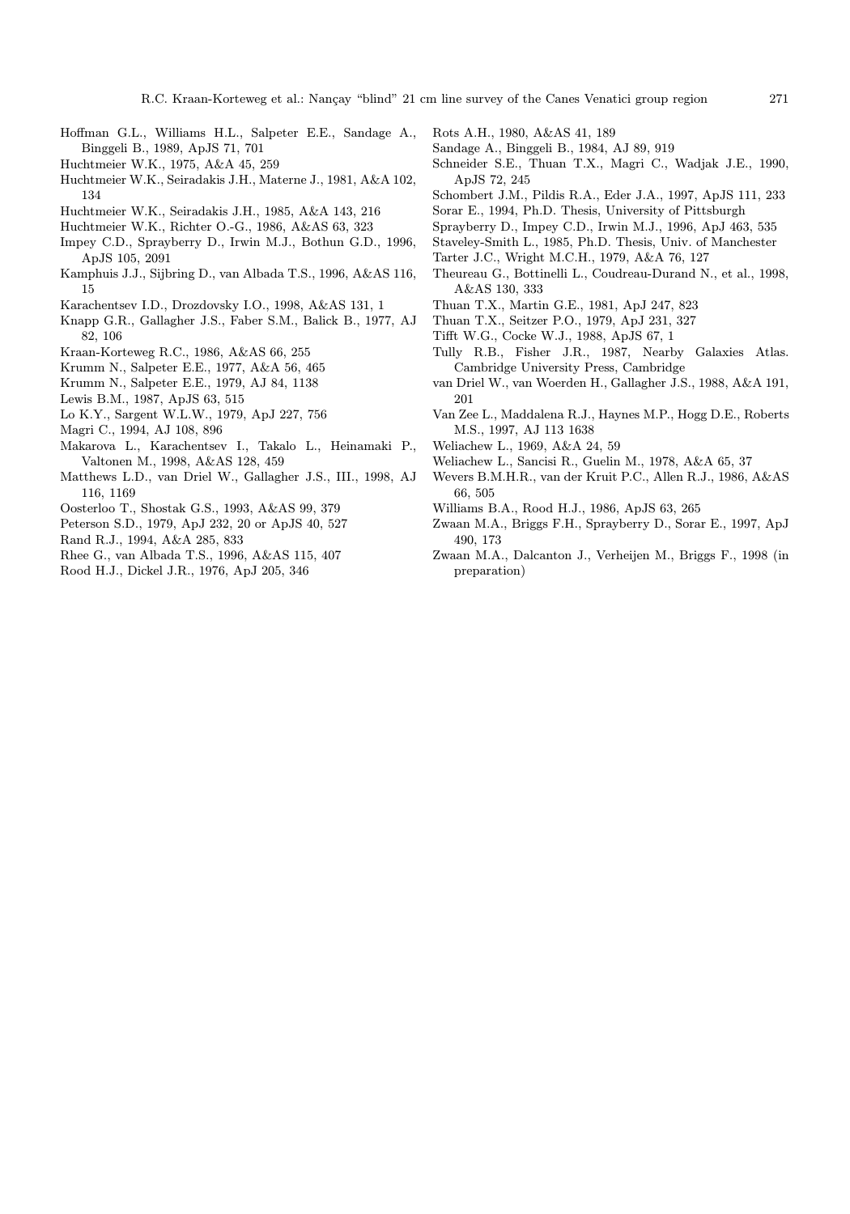Hoffman G.L., Williams H.L., Salpeter E.E., Sandage A., Binggeli B., 1989, ApJS 71, 701

Huchtmeier W.K., 1975, A&A 45, 259

Huchtmeier W.K., Seiradakis J.H., Materne J., 1981, A&A 102, 134

Huchtmeier W.K., Seiradakis J.H., 1985, A&A 143, 216

Huchtmeier W.K., Richter O.-G., 1986, A&AS 63, 323

Impey C.D., Sprayberry D., Irwin M.J., Bothun G.D., 1996, ApJS 105, 2091

Kamphuis J.J., Sijbring D., van Albada T.S., 1996, A&AS 116, 15

Karachentsev I.D., Drozdovsky I.O., 1998, A&AS 131, 1

Knapp G.R., Gallagher J.S., Faber S.M., Balick B., 1977, AJ 82, 106

Kraan-Korteweg R.C., 1986, A&AS 66, 255

Krumm N., Salpeter E.E., 1977, A&A 56, 465

Krumm N., Salpeter E.E., 1979, AJ 84, 1138

Lewis B.M., 1987, ApJS 63, 515

Lo K.Y., Sargent W.L.W., 1979, ApJ 227, 756

Magri C., 1994, AJ 108, 896

Makarova L., Karachentsev I., Takalo L., Heinamaki P., Valtonen M., 1998, A&AS 128, 459

Matthews L.D., van Driel W., Gallagher J.S., III., 1998, AJ 116, 1169

Oosterloo T., Shostak G.S., 1993, A&AS 99, 379

Peterson S.D., 1979, ApJ 232, 20 or ApJS 40, 527

Rand R.J., 1994, A&A 285, 833

Rhee G., van Albada T.S., 1996, A&AS 115, 407

Rood H.J., Dickel J.R., 1976, ApJ 205, 346

Rots A.H., 1980, A&AS 41, 189

Sandage A., Binggeli B., 1984, AJ 89, 919

Schneider S.E., Thuan T.X., Magri C., Wadjak J.E., 1990, ApJS 72, 245

Schombert J.M., Pildis R.A., Eder J.A., 1997, ApJS 111, 233

Sorar E., 1994, Ph.D. Thesis, University of Pittsburgh

Sprayberry D., Impey C.D., Irwin M.J., 1996, ApJ 463, 535

Staveley-Smith L., 1985, Ph.D. Thesis, Univ. of Manchester

Tarter J.C., Wright M.C.H., 1979, A&A 76, 127

Theureau G., Bottinelli L., Coudreau-Durand N., et al., 1998, A&AS 130, 333

Thuan T.X., Martin G.E., 1981, ApJ 247, 823

Thuan T.X., Seitzer P.O., 1979, ApJ 231, 327

Tifft W.G., Cocke W.J., 1988, ApJS 67, 1

Tully R.B., Fisher J.R., 1987, Nearby Galaxies Atlas. Cambridge University Press, Cambridge

van Driel W., van Woerden H., Gallagher J.S., 1988, A&A 191, 201

Van Zee L., Maddalena R.J., Haynes M.P., Hogg D.E., Roberts M.S., 1997, AJ 113 1638

Weliachew L., 1969, A&A 24, 59

Weliachew L., Sancisi R., Guelin M., 1978, A&A 65, 37

Wevers B.M.H.R., van der Kruit P.C., Allen R.J., 1986, A&AS 66, 505

Williams B.A., Rood H.J., 1986, ApJS 63, 265

Zwaan M.A., Briggs F.H., Sprayberry D., Sorar E., 1997, ApJ 490, 173

Zwaan M.A., Dalcanton J., Verheijen M., Briggs F., 1998 (in preparation)